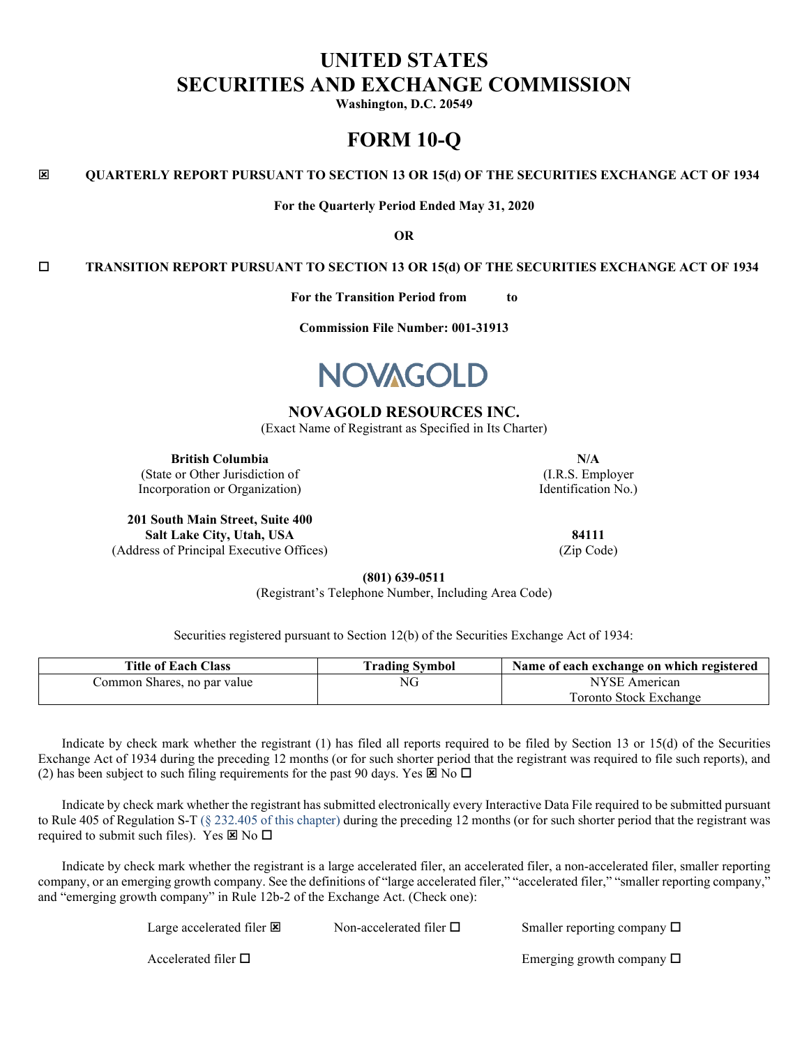# UNITED STATES
# SECURITIES AND EXCHANGE COMMISSION

**Washington, D.C. 20549**

# FORM 10-Q

☒ **QUARTERLY REPORT PURSUANT TO SECTION 13 OR 15(d) OF THE SECURITIES EXCHANGE ACT OF 1934**

**For the Quarterly Period Ended May 31, 2020**

**OR**

☐ **TRANSITION REPORT PURSUANT TO SECTION 13 OR 15(d) OF THE SECURITIES EXCHANGE ACT OF 1934**

**For the Transition Period from to**

**Commission File Number: 001-31913**

NOVAGOLD

## NOVAGOLD RESOURCES INC.

(Exact Name of Registrant as Specified in Its Charter)

| **British Columbia** | **N/A** |
|---|---|
| (State or Other Jurisdiction of Incorporation or Organization) | (I.R.S. Employer Identification No.) |

| **201 South Main Street, Suite 400 Salt Lake City, Utah, USA** | **84111** |
|---|---|
| (Address of Principal Executive Offices) | (Zip Code) |

**(801) 639-0511**

(Registrant's Telephone Number, Including Area Code)

Securities registered pursuant to Section 12(b) of the Securities Exchange Act of 1934:

| Title of Each Class | Trading Symbol | Name of each exchange on which registered |
|---|---|---|
| Common Shares, no par value | NG | NYSE American<br>Toronto Stock Exchange |

Indicate by check mark whether the registrant (1) has filed all reports required to be filed by Section 13 or 15(d) of the Securities Exchange Act of 1934 during the preceding 12 months (or for such shorter period that the registrant was required to file such reports), and (2) has been subject to such filing requirements for the past 90 days. Yes ☒ No ☐

Indicate by check mark whether the registrant has submitted electronically every Interactive Data File required to be submitted pursuant to Rule 405 of Regulation S-T (§ 232.405 of this chapter) during the preceding 12 months (or for such shorter period that the registrant was required to submit such files). Yes ☒ No ☐

Indicate by check mark whether the registrant is a large accelerated filer, an accelerated filer, a non-accelerated filer, smaller reporting company, or an emerging growth company. See the definitions of "large accelerated filer," "accelerated filer," "smaller reporting company," and "emerging growth company" in Rule 12b-2 of the Exchange Act. (Check one):

Large accelerated filer ☒ Non-accelerated filer ☐ Smaller reporting company ☐

Accelerated filer ☐ Emerging growth company ☐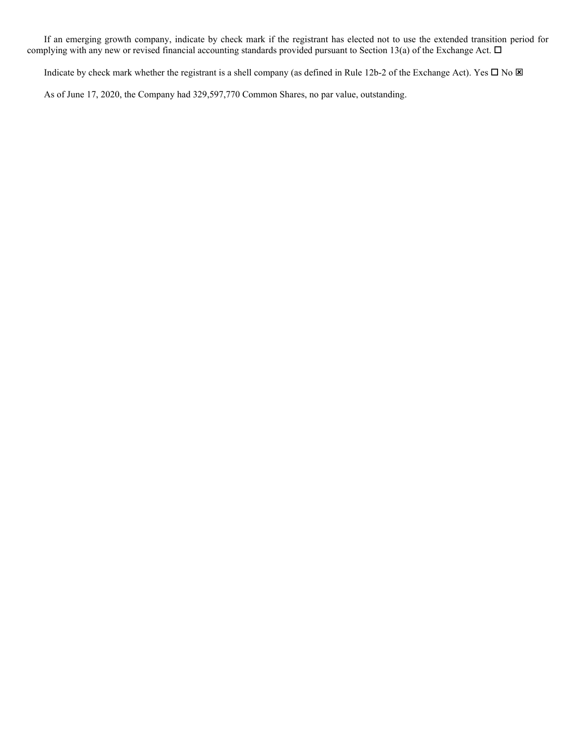If an emerging growth company, indicate by check mark if the registrant has elected not to use the extended transition period for complying with any new or revised financial accounting standards provided pursuant to Section 13(a) of the Exchange Act. ☐

Indicate by check mark whether the registrant is a shell company (as defined in Rule 12b-2 of the Exchange Act). Yes ☐ No ☒

As of June 17, 2020, the Company had 329,597,770 Common Shares, no par value, outstanding.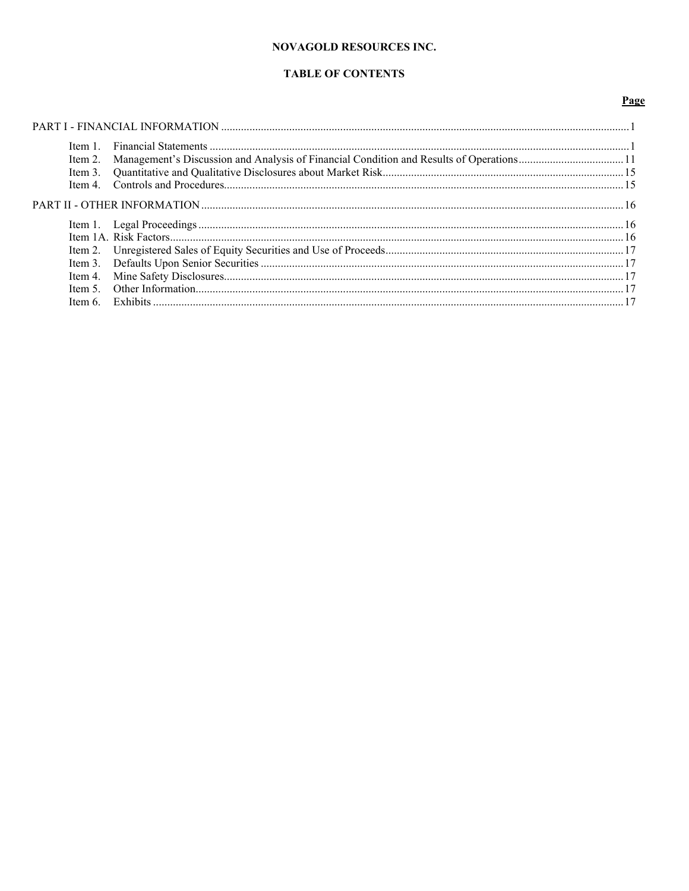**NOVAGOLD RESOURCES INC.**

**TABLE OF CONTENTS**

| | | Page |
|---|---|---|
| PART I - FINANCIAL INFORMATION | | 1 |
| Item 1. | Financial Statements | 1 |
| Item 2. | Management's Discussion and Analysis of Financial Condition and Results of Operations | 11 |
| Item 3. | Quantitative and Qualitative Disclosures about Market Risk | 15 |
| Item 4. | Controls and Procedures | 15 |
| PART II - OTHER INFORMATION | | 16 |
| Item 1. | Legal Proceedings | 16 |
| Item 1A. | Risk Factors | 16 |
| Item 2. | Unregistered Sales of Equity Securities and Use of Proceeds | 17 |
| Item 3. | Defaults Upon Senior Securities | 17 |
| Item 4. | Mine Safety Disclosures | 17 |
| Item 5. | Other Information | 17 |
| Item 6. | Exhibits | 17 |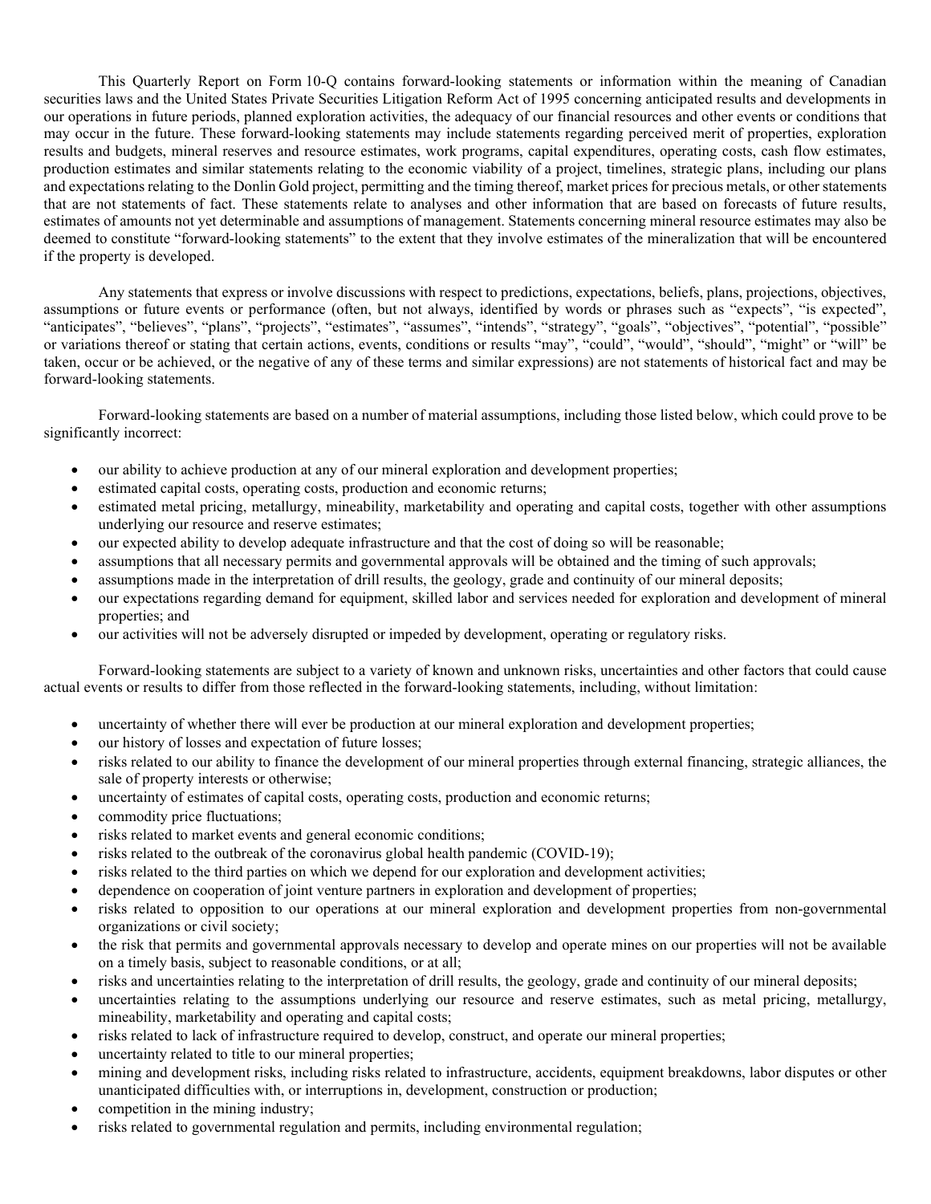This Quarterly Report on Form 10-Q contains forward-looking statements or information within the meaning of Canadian securities laws and the United States Private Securities Litigation Reform Act of 1995 concerning anticipated results and developments in our operations in future periods, planned exploration activities, the adequacy of our financial resources and other events or conditions that may occur in the future. These forward-looking statements may include statements regarding perceived merit of properties, exploration results and budgets, mineral reserves and resource estimates, work programs, capital expenditures, operating costs, cash flow estimates, production estimates and similar statements relating to the economic viability of a project, timelines, strategic plans, including our plans and expectations relating to the Donlin Gold project, permitting and the timing thereof, market prices for precious metals, or other statements that are not statements of fact. These statements relate to analyses and other information that are based on forecasts of future results, estimates of amounts not yet determinable and assumptions of management. Statements concerning mineral resource estimates may also be deemed to constitute "forward-looking statements" to the extent that they involve estimates of the mineralization that will be encountered if the property is developed.

Any statements that express or involve discussions with respect to predictions, expectations, beliefs, plans, projections, objectives, assumptions or future events or performance (often, but not always, identified by words or phrases such as "expects", "is expected", "anticipates", "believes", "plans", "projects", "estimates", "assumes", "intends", "strategy", "goals", "objectives", "potential", "possible" or variations thereof or stating that certain actions, events, conditions or results "may", "could", "would", "should", "might" or "will" be taken, occur or be achieved, or the negative of any of these terms and similar expressions) are not statements of historical fact and may be forward-looking statements.

Forward-looking statements are based on a number of material assumptions, including those listed below, which could prove to be significantly incorrect:

- our ability to achieve production at any of our mineral exploration and development properties;
- estimated capital costs, operating costs, production and economic returns;
- estimated metal pricing, metallurgy, mineability, marketability and operating and capital costs, together with other assumptions underlying our resource and reserve estimates;
- our expected ability to develop adequate infrastructure and that the cost of doing so will be reasonable;
- assumptions that all necessary permits and governmental approvals will be obtained and the timing of such approvals;
- assumptions made in the interpretation of drill results, the geology, grade and continuity of our mineral deposits;
- our expectations regarding demand for equipment, skilled labor and services needed for exploration and development of mineral properties; and
- our activities will not be adversely disrupted or impeded by development, operating or regulatory risks.

Forward-looking statements are subject to a variety of known and unknown risks, uncertainties and other factors that could cause actual events or results to differ from those reflected in the forward-looking statements, including, without limitation:

- uncertainty of whether there will ever be production at our mineral exploration and development properties;
- our history of losses and expectation of future losses;
- risks related to our ability to finance the development of our mineral properties through external financing, strategic alliances, the sale of property interests or otherwise;
- uncertainty of estimates of capital costs, operating costs, production and economic returns;
- commodity price fluctuations;
- risks related to market events and general economic conditions;
- risks related to the outbreak of the coronavirus global health pandemic (COVID-19);
- risks related to the third parties on which we depend for our exploration and development activities;
- dependence on cooperation of joint venture partners in exploration and development of properties;
- risks related to opposition to our operations at our mineral exploration and development properties from non-governmental organizations or civil society;
- the risk that permits and governmental approvals necessary to develop and operate mines on our properties will not be available on a timely basis, subject to reasonable conditions, or at all;
- risks and uncertainties relating to the interpretation of drill results, the geology, grade and continuity of our mineral deposits;
- uncertainties relating to the assumptions underlying our resource and reserve estimates, such as metal pricing, metallurgy, mineability, marketability and operating and capital costs;
- risks related to lack of infrastructure required to develop, construct, and operate our mineral properties;
- uncertainty related to title to our mineral properties;
- mining and development risks, including risks related to infrastructure, accidents, equipment breakdowns, labor disputes or other unanticipated difficulties with, or interruptions in, development, construction or production;
- competition in the mining industry;
- risks related to governmental regulation and permits, including environmental regulation;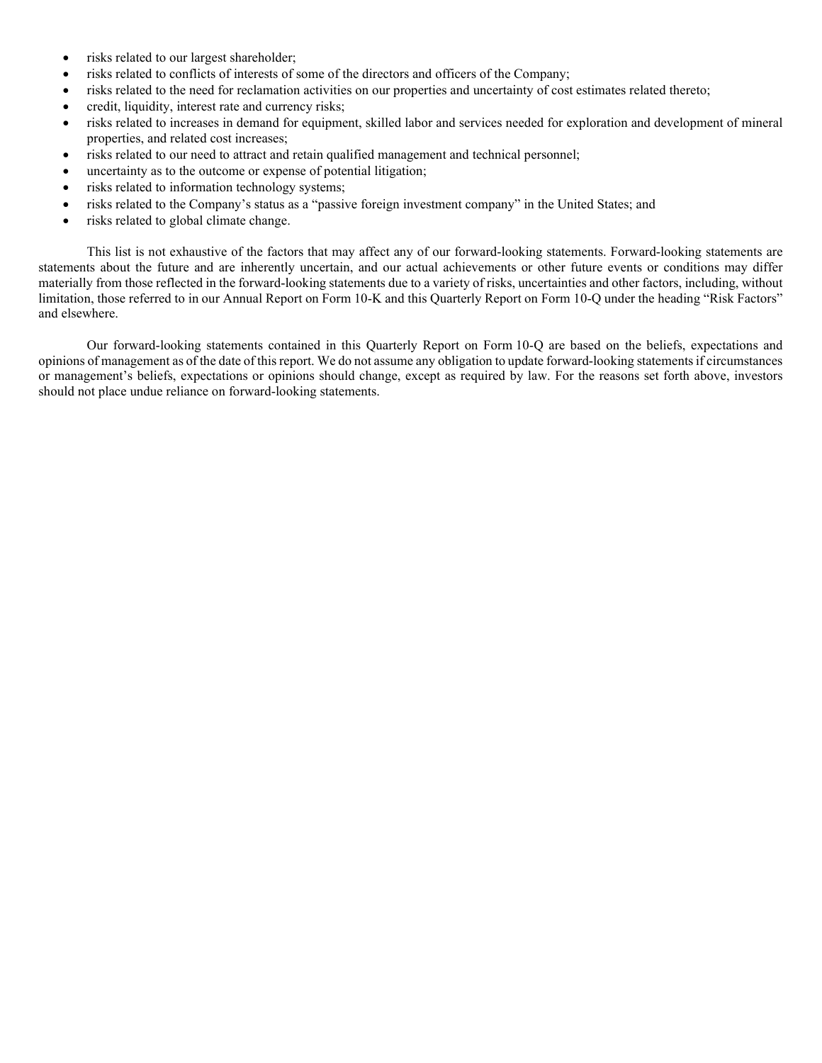- risks related to our largest shareholder;
- risks related to conflicts of interests of some of the directors and officers of the Company;
- risks related to the need for reclamation activities on our properties and uncertainty of cost estimates related thereto;
- credit, liquidity, interest rate and currency risks;
- risks related to increases in demand for equipment, skilled labor and services needed for exploration and development of mineral properties, and related cost increases;
- risks related to our need to attract and retain qualified management and technical personnel;
- uncertainty as to the outcome or expense of potential litigation;
- risks related to information technology systems;
- risks related to the Company's status as a "passive foreign investment company" in the United States; and
- risks related to global climate change.

This list is not exhaustive of the factors that may affect any of our forward-looking statements. Forward-looking statements are statements about the future and are inherently uncertain, and our actual achievements or other future events or conditions may differ materially from those reflected in the forward-looking statements due to a variety of risks, uncertainties and other factors, including, without limitation, those referred to in our Annual Report on Form 10-K and this Quarterly Report on Form 10-Q under the heading "Risk Factors" and elsewhere.

Our forward-looking statements contained in this Quarterly Report on Form 10-Q are based on the beliefs, expectations and opinions of management as of the date of this report. We do not assume any obligation to update forward-looking statements if circumstances or management's beliefs, expectations or opinions should change, except as required by law. For the reasons set forth above, investors should not place undue reliance on forward-looking statements.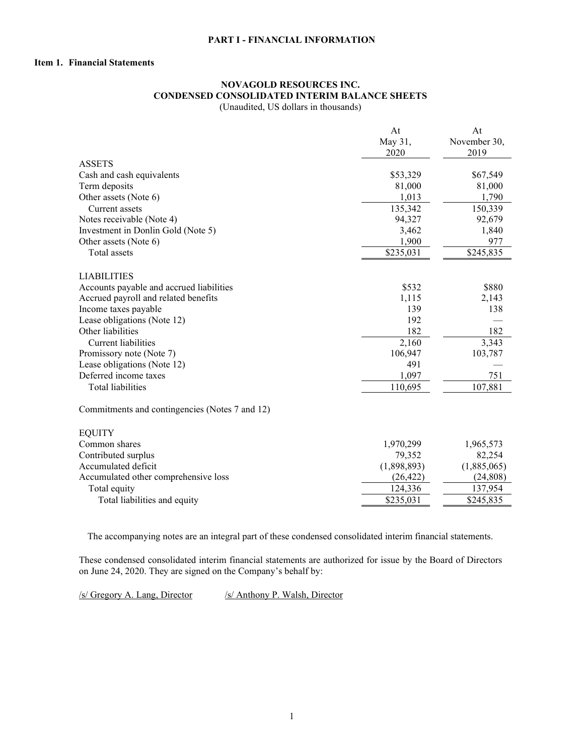# PART I - FINANCIAL INFORMATION

## Item 1. Financial Statements

### NOVAGOLD RESOURCES INC.
### CONDENSED CONSOLIDATED INTERIM BALANCE SHEETS
(Unaudited, US dollars in thousands)

| | At May 31, 2020 | At November 30, 2019 |
|---|---|---|
| ASSETS | | |
| Cash and cash equivalents | $53,329 | $67,549 |
| Term deposits | 81,000 | 81,000 |
| Other assets (Note 6) | 1,013 | 1,790 |
| Current assets | 135,342 | 150,339 |
| Notes receivable (Note 4) | 94,327 | 92,679 |
| Investment in Donlin Gold (Note 5) | 3,462 | 1,840 |
| Other assets (Note 6) | 1,900 | 977 |
| Total assets | $235,031 | $245,835 |
| LIABILITIES | | |
| Accounts payable and accrued liabilities | $532 | $880 |
| Accrued payroll and related benefits | 1,115 | 2,143 |
| Income taxes payable | 139 | 138 |
| Lease obligations (Note 12) | 192 | — |
| Other liabilities | 182 | 182 |
| Current liabilities | 2,160 | 3,343 |
| Promissory note (Note 7) | 106,947 | 103,787 |
| Lease obligations (Note 12) | 491 | — |
| Deferred income taxes | 1,097 | 751 |
| Total liabilities | 110,695 | 107,881 |
| Commitments and contingencies (Notes 7 and 12) | | |
| EQUITY | | |
| Common shares | 1,970,299 | 1,965,573 |
| Contributed surplus | 79,352 | 82,254 |
| Accumulated deficit | (1,898,893) | (1,885,065) |
| Accumulated other comprehensive loss | (26,422) | (24,808) |
| Total equity | 124,336 | 137,954 |
| Total liabilities and equity | $235,031 | $245,835 |

The accompanying notes are an integral part of these condensed consolidated interim financial statements.

These condensed consolidated interim financial statements are authorized for issue by the Board of Directors on June 24, 2020. They are signed on the Company's behalf by:

/s/ Gregory A. Lang, Director    /s/ Anthony P. Walsh, Director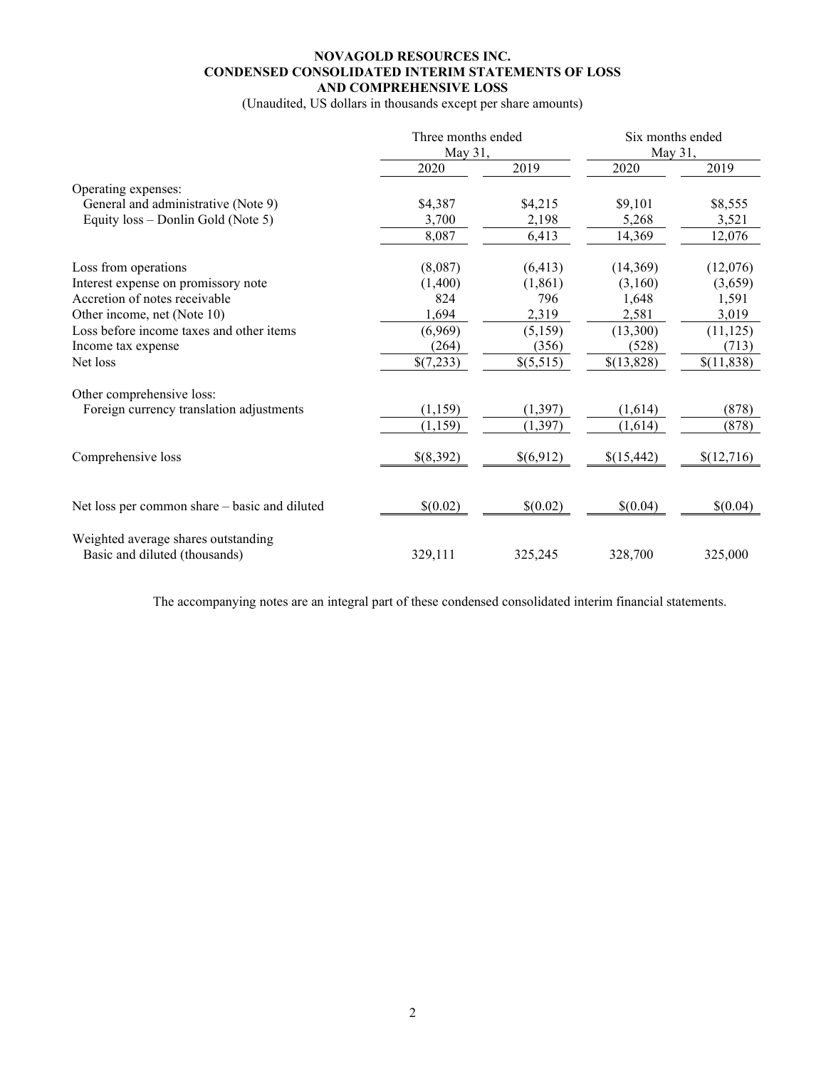**NOVAGOLD RESOURCES INC.**
**CONDENSED CONSOLIDATED INTERIM STATEMENTS OF LOSS AND COMPREHENSIVE LOSS**
(Unaudited, US dollars in thousands except per share amounts)

| | Three months ended May 31, | | Six months ended May 31, | |
|---|---|---|---|---|
| | 2020 | 2019 | 2020 | 2019 |
| Operating expenses: | | | | |
| General and administrative (Note 9) | $4,387 | $4,215 | $9,101 | $8,555 |
| Equity loss – Donlin Gold (Note 5) | 3,700 | 2,198 | 5,268 | 3,521 |
| | 8,087 | 6,413 | 14,369 | 12,076 |
| | | | | |
| Loss from operations | (8,087) | (6,413) | (14,369) | (12,076) |
| Interest expense on promissory note | (1,400) | (1,861) | (3,160) | (3,659) |
| Accretion of notes receivable | 824 | 796 | 1,648 | 1,591 |
| Other income, net (Note 10) | 1,694 | 2,319 | 2,581 | 3,019 |
| Loss before income taxes and other items | (6,969) | (5,159) | (13,300) | (11,125) |
| Income tax expense | (264) | (356) | (528) | (713) |
| Net loss | $(7,233) | $(5,515) | $(13,828) | $(11,838) |
| | | | | |
| Other comprehensive loss: | | | | |
| Foreign currency translation adjustments | (1,159) | (1,397) | (1,614) | (878) |
| | (1,159) | (1,397) | (1,614) | (878) |
| | | | | |
| Comprehensive loss | $(8,392) | $(6,912) | $(15,442) | $(12,716) |
| | | | | |
| Net loss per common share – basic and diluted | $(0.02) | $(0.02) | $(0.04) | $(0.04) |
| | | | | |
| Weighted average shares outstanding Basic and diluted (thousands) | 329,111 | 325,245 | 328,700 | 325,000 |

The accompanying notes are an integral part of these condensed consolidated interim financial statements.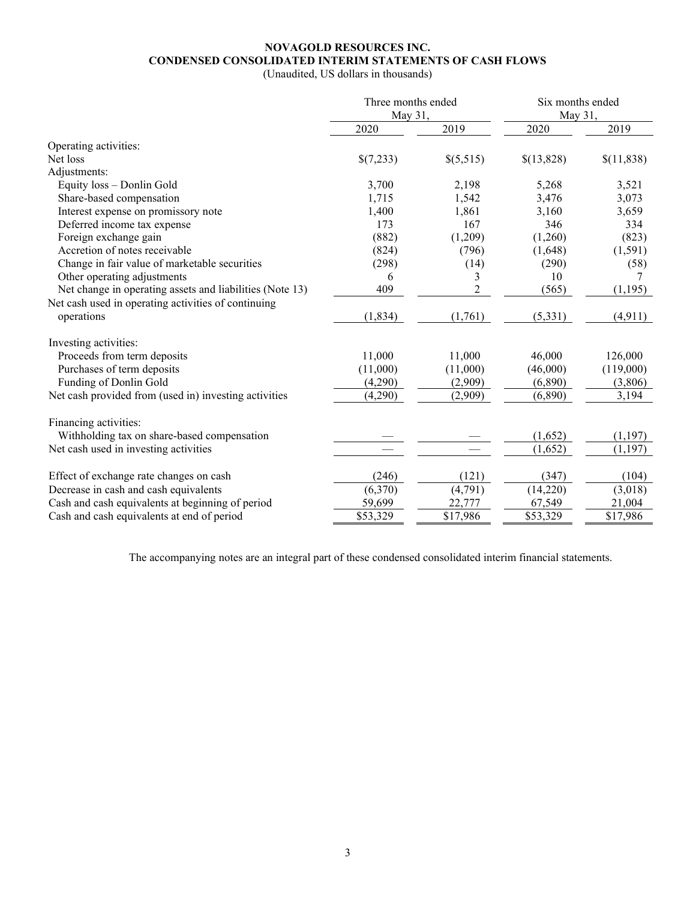**NOVAGOLD RESOURCES INC.**
**CONDENSED CONSOLIDATED INTERIM STATEMENTS OF CASH FLOWS**
(Unaudited, US dollars in thousands)

| | Three months ended May 31, | | Six months ended May 31, | |
|---|---|---|---|---|
| | 2020 | 2019 | 2020 | 2019 |
| Operating activities: | | | | |
| Net loss | $(7,233) | $(5,515) | $(13,828) | $(11,838) |
| Adjustments: | | | | |
| Equity loss – Donlin Gold | 3,700 | 2,198 | 5,268 | 3,521 |
| Share-based compensation | 1,715 | 1,542 | 3,476 | 3,073 |
| Interest expense on promissory note | 1,400 | 1,861 | 3,160 | 3,659 |
| Deferred income tax expense | 173 | 167 | 346 | 334 |
| Foreign exchange gain | (882) | (1,209) | (1,260) | (823) |
| Accretion of notes receivable | (824) | (796) | (1,648) | (1,591) |
| Change in fair value of marketable securities | (298) | (14) | (290) | (58) |
| Other operating adjustments | 6 | 3 | 10 | 7 |
| Net change in operating assets and liabilities (Note 13) | 409 | 2 | (565) | (1,195) |
| Net cash used in operating activities of continuing operations | (1,834) | (1,761) | (5,331) | (4,911) |
| | | | | |
| Investing activities: | | | | |
| Proceeds from term deposits | 11,000 | 11,000 | 46,000 | 126,000 |
| Purchases of term deposits | (11,000) | (11,000) | (46,000) | (119,000) |
| Funding of Donlin Gold | (4,290) | (2,909) | (6,890) | (3,806) |
| Net cash provided from (used in) investing activities | (4,290) | (2,909) | (6,890) | 3,194 |
| | | | | |
| Financing activities: | | | | |
| Withholding tax on share-based compensation | — | — | (1,652) | (1,197) |
| Net cash used in investing activities | — | — | (1,652) | (1,197) |
| | | | | |
| Effect of exchange rate changes on cash | (246) | (121) | (347) | (104) |
| Decrease in cash and cash equivalents | (6,370) | (4,791) | (14,220) | (3,018) |
| Cash and cash equivalents at beginning of period | 59,699 | 22,777 | 67,549 | 21,004 |
| Cash and cash equivalents at end of period | $53,329 | $17,986 | $53,329 | $17,986 |

The accompanying notes are an integral part of these condensed consolidated interim financial statements.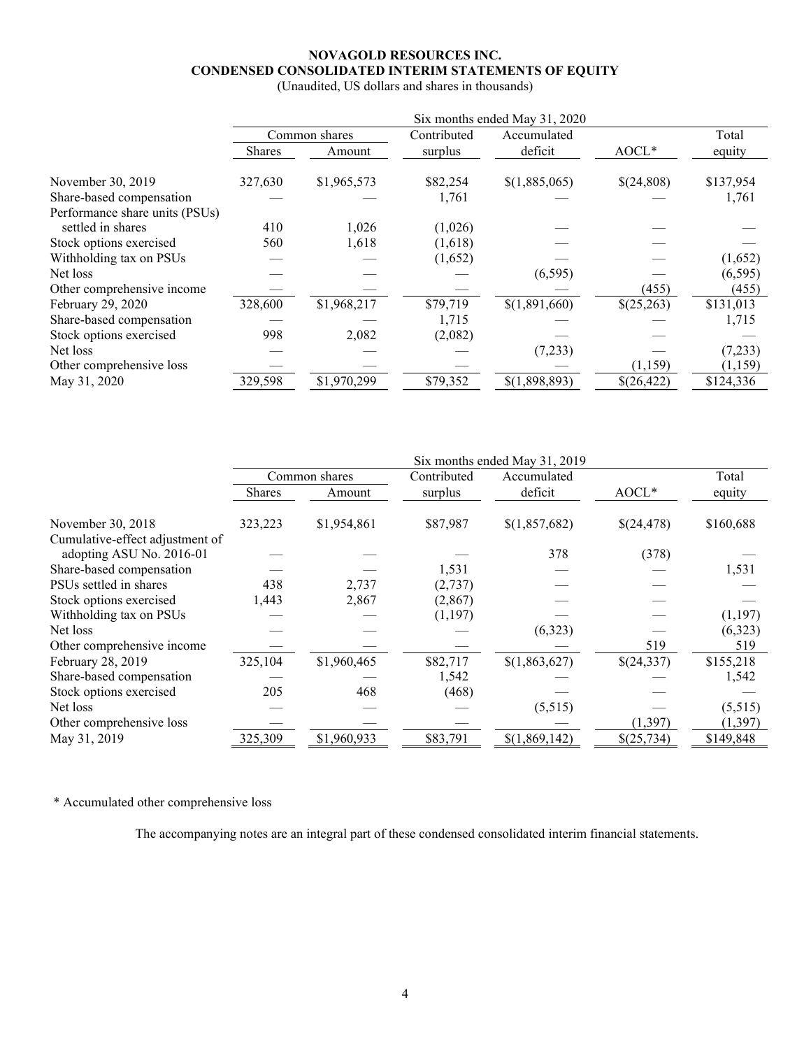# NOVAGOLD RESOURCES INC.
## CONDENSED CONSOLIDATED INTERIM STATEMENTS OF EQUITY

(Unaudited, US dollars and shares in thousands)

| | Six months ended May 31, 2020 | | | | | |
|---|---|---|---|---|---|---|
| | Common shares | | Contributed | Accumulated | | Total |
| | Shares | Amount | surplus | deficit | AOCL* | equity |
| November 30, 2019 | 327,630 | $1,965,573 | $82,254 | $(1,885,065) | $(24,808) | $137,954 |
| Share-based compensation | — | — | 1,761 | — | — | 1,761 |
| Performance share units (PSUs) settled in shares | 410 | 1,026 | (1,026) | — | — | — |
| Stock options exercised | 560 | 1,618 | (1,618) | — | — | — |
| Withholding tax on PSUs | — | — | (1,652) | — | — | (1,652) |
| Net loss | — | — | — | (6,595) | — | (6,595) |
| Other comprehensive income | — | — | — | — | (455) | (455) |
| February 29, 2020 | 328,600 | $1,968,217 | $79,719 | $(1,891,660) | $(25,263) | $131,013 |
| Share-based compensation | — | — | 1,715 | — | — | 1,715 |
| Stock options exercised | 998 | 2,082 | (2,082) | — | — | — |
| Net loss | — | — | — | (7,233) | — | (7,233) |
| Other comprehensive loss | — | — | — | — | (1,159) | (1,159) |
| May 31, 2020 | 329,598 | $1,970,299 | $79,352 | $(1,898,893) | $(26,422) | $124,336 |

| | Six months ended May 31, 2019 | | | | | |
|---|---|---|---|---|---|---|
| | Common shares | | Contributed | Accumulated | | Total |
| | Shares | Amount | surplus | deficit | AOCL* | equity |
| November 30, 2018 | 323,223 | $1,954,861 | $87,987 | $(1,857,682) | $(24,478) | $160,688 |
| Cumulative-effect adjustment of adopting ASU No. 2016-01 | — | — | — | 378 | (378) | — |
| Share-based compensation | — | — | 1,531 | — | — | 1,531 |
| PSUs settled in shares | 438 | 2,737 | (2,737) | — | — | — |
| Stock options exercised | 1,443 | 2,867 | (2,867) | — | — | — |
| Withholding tax on PSUs | — | — | (1,197) | — | — | (1,197) |
| Net loss | — | — | — | (6,323) | — | (6,323) |
| Other comprehensive income | — | — | — | — | 519 | 519 |
| February 28, 2019 | 325,104 | $1,960,465 | $82,717 | $(1,863,627) | $(24,337) | $155,218 |
| Share-based compensation | — | — | 1,542 | — | — | 1,542 |
| Stock options exercised | 205 | 468 | (468) | — | — | — |
| Net loss | — | — | — | (5,515) | — | (5,515) |
| Other comprehensive loss | — | — | — | — | (1,397) | (1,397) |
| May 31, 2019 | 325,309 | $1,960,933 | $83,791 | $(1,869,142) | $(25,734) | $149,848 |

\* Accumulated other comprehensive loss

The accompanying notes are an integral part of these condensed consolidated interim financial statements.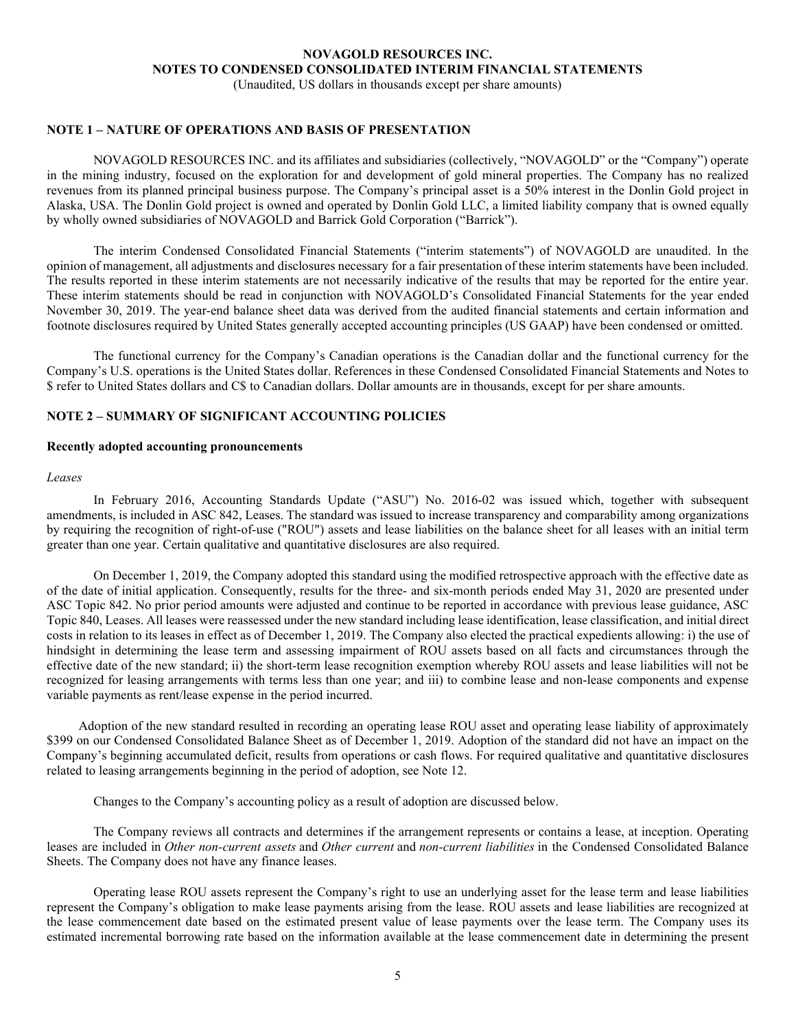## NOVAGOLD RESOURCES INC.
## NOTES TO CONDENSED CONSOLIDATED INTERIM FINANCIAL STATEMENTS

(Unaudited, US dollars in thousands except per share amounts)

### NOTE 1 – NATURE OF OPERATIONS AND BASIS OF PRESENTATION

NOVAGOLD RESOURCES INC. and its affiliates and subsidiaries (collectively, "NOVAGOLD" or the "Company") operate in the mining industry, focused on the exploration for and development of gold mineral properties. The Company has no realized revenues from its planned principal business purpose. The Company's principal asset is a 50% interest in the Donlin Gold project in Alaska, USA. The Donlin Gold project is owned and operated by Donlin Gold LLC, a limited liability company that is owned equally by wholly owned subsidiaries of NOVAGOLD and Barrick Gold Corporation ("Barrick").

The interim Condensed Consolidated Financial Statements ("interim statements") of NOVAGOLD are unaudited. In the opinion of management, all adjustments and disclosures necessary for a fair presentation of these interim statements have been included. The results reported in these interim statements are not necessarily indicative of the results that may be reported for the entire year. These interim statements should be read in conjunction with NOVAGOLD's Consolidated Financial Statements for the year ended November 30, 2019. The year-end balance sheet data was derived from the audited financial statements and certain information and footnote disclosures required by United States generally accepted accounting principles (US GAAP) have been condensed or omitted.

The functional currency for the Company's Canadian operations is the Canadian dollar and the functional currency for the Company's U.S. operations is the United States dollar. References in these Condensed Consolidated Financial Statements and Notes to $ refer to United States dollars and C$ to Canadian dollars. Dollar amounts are in thousands, except for per share amounts.

### NOTE 2 – SUMMARY OF SIGNIFICANT ACCOUNTING POLICIES

#### Recently adopted accounting pronouncements

*Leases*

In February 2016, Accounting Standards Update ("ASU") No. 2016-02 was issued which, together with subsequent amendments, is included in ASC 842, Leases. The standard was issued to increase transparency and comparability among organizations by requiring the recognition of right-of-use ("ROU") assets and lease liabilities on the balance sheet for all leases with an initial term greater than one year. Certain qualitative and quantitative disclosures are also required.

On December 1, 2019, the Company adopted this standard using the modified retrospective approach with the effective date as of the date of initial application. Consequently, results for the three- and six-month periods ended May 31, 2020 are presented under ASC Topic 842. No prior period amounts were adjusted and continue to be reported in accordance with previous lease guidance, ASC Topic 840, Leases. All leases were reassessed under the new standard including lease identification, lease classification, and initial direct costs in relation to its leases in effect as of December 1, 2019. The Company also elected the practical expedients allowing: i) the use of hindsight in determining the lease term and assessing impairment of ROU assets based on all facts and circumstances through the effective date of the new standard; ii) the short-term lease recognition exemption whereby ROU assets and lease liabilities will not be recognized for leasing arrangements with terms less than one year; and iii) to combine lease and non-lease components and expense variable payments as rent/lease expense in the period incurred.

Adoption of the new standard resulted in recording an operating lease ROU asset and operating lease liability of approximately $399 on our Condensed Consolidated Balance Sheet as of December 1, 2019. Adoption of the standard did not have an impact on the Company's beginning accumulated deficit, results from operations or cash flows. For required qualitative and quantitative disclosures related to leasing arrangements beginning in the period of adoption, see Note 12.

Changes to the Company's accounting policy as a result of adoption are discussed below.

The Company reviews all contracts and determines if the arrangement represents or contains a lease, at inception. Operating leases are included in *Other non-current assets* and *Other current* and *non-current liabilities* in the Condensed Consolidated Balance Sheets. The Company does not have any finance leases.

Operating lease ROU assets represent the Company's right to use an underlying asset for the lease term and lease liabilities represent the Company's obligation to make lease payments arising from the lease. ROU assets and lease liabilities are recognized at the lease commencement date based on the estimated present value of lease payments over the lease term. The Company uses its estimated incremental borrowing rate based on the information available at the lease commencement date in determining the present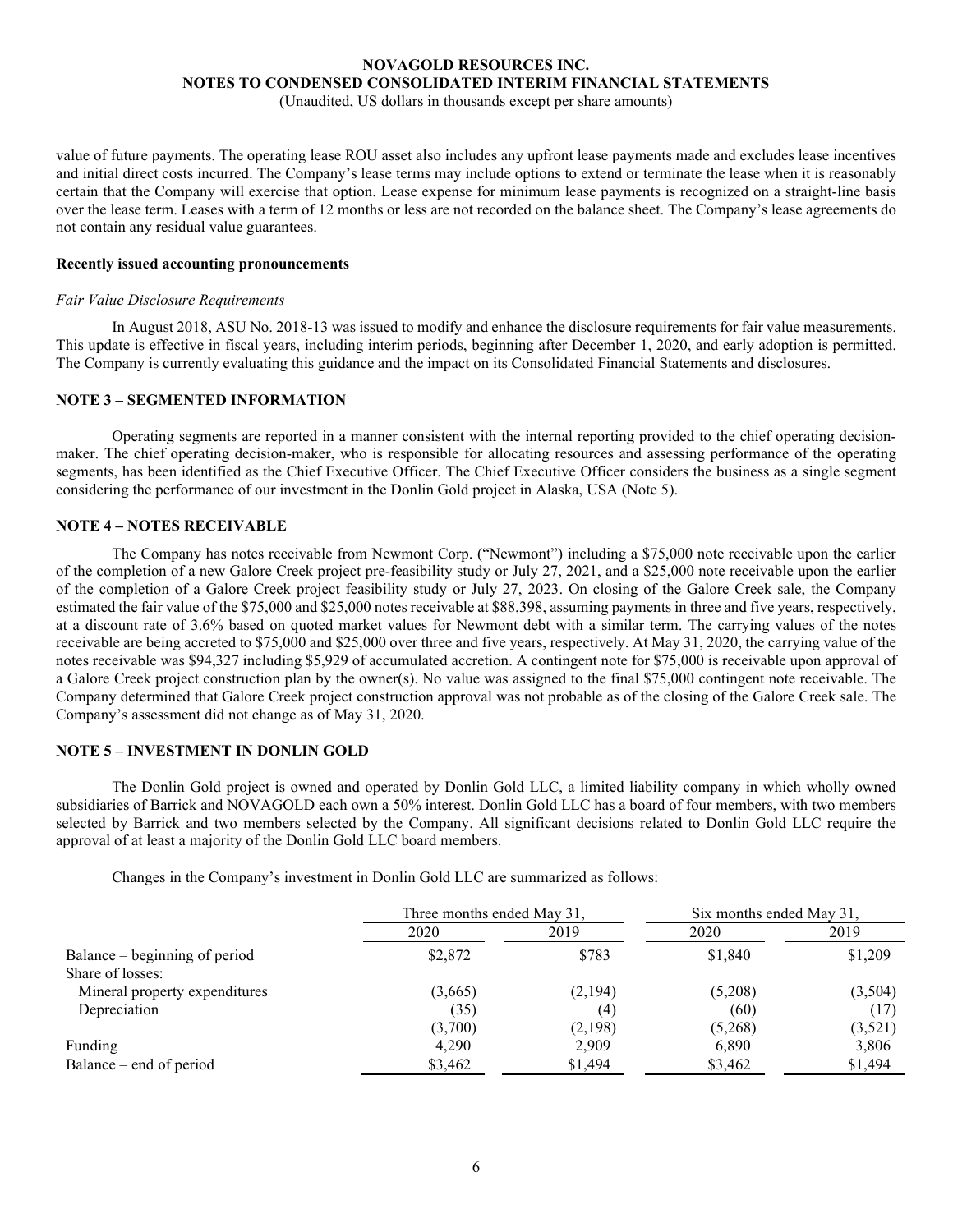value of future payments. The operating lease ROU asset also includes any upfront lease payments made and excludes lease incentives and initial direct costs incurred. The Company's lease terms may include options to extend or terminate the lease when it is reasonably certain that the Company will exercise that option. Lease expense for minimum lease payments is recognized on a straight-line basis over the lease term. Leases with a term of 12 months or less are not recorded on the balance sheet. The Company's lease agreements do not contain any residual value guarantees.

**Recently issued accounting pronouncements**

*Fair Value Disclosure Requirements*

In August 2018, ASU No. 2018-13 was issued to modify and enhance the disclosure requirements for fair value measurements. This update is effective in fiscal years, including interim periods, beginning after December 1, 2020, and early adoption is permitted. The Company is currently evaluating this guidance and the impact on its Consolidated Financial Statements and disclosures.

## NOTE 3 – SEGMENTED INFORMATION

Operating segments are reported in a manner consistent with the internal reporting provided to the chief operating decision-maker. The chief operating decision-maker, who is responsible for allocating resources and assessing performance of the operating segments, has been identified as the Chief Executive Officer. The Chief Executive Officer considers the business as a single segment considering the performance of our investment in the Donlin Gold project in Alaska, USA (Note 5).

## NOTE 4 – NOTES RECEIVABLE

The Company has notes receivable from Newmont Corp. ("Newmont") including a $75,000 note receivable upon the earlier of the completion of a new Galore Creek project pre-feasibility study or July 27, 2021, and a $25,000 note receivable upon the earlier of the completion of a Galore Creek project feasibility study or July 27, 2023. On closing of the Galore Creek sale, the Company estimated the fair value of the $75,000 and $25,000 notes receivable at $88,398, assuming payments in three and five years, respectively, at a discount rate of 3.6% based on quoted market values for Newmont debt with a similar term. The carrying values of the notes receivable are being accreted to $75,000 and $25,000 over three and five years, respectively. At May 31, 2020, the carrying value of the notes receivable was $94,327 including $5,929 of accumulated accretion. A contingent note for $75,000 is receivable upon approval of a Galore Creek project construction plan by the owner(s). No value was assigned to the final $75,000 contingent note receivable. The Company determined that Galore Creek project construction approval was not probable as of the closing of the Galore Creek sale. The Company's assessment did not change as of May 31, 2020.

## NOTE 5 – INVESTMENT IN DONLIN GOLD

The Donlin Gold project is owned and operated by Donlin Gold LLC, a limited liability company in which wholly owned subsidiaries of Barrick and NOVAGOLD each own a 50% interest. Donlin Gold LLC has a board of four members, with two members selected by Barrick and two members selected by the Company. All significant decisions related to Donlin Gold LLC require the approval of at least a majority of the Donlin Gold LLC board members.

Changes in the Company's investment in Donlin Gold LLC are summarized as follows:

| | Three months ended May 31, | | Six months ended May 31, | |
|---|---|---|---|---|
| | 2020 | 2019 | 2020 | 2019 |
| Balance – beginning of period | $2,872 | $783 | $1,840 | $1,209 |
| Share of losses: | | | | |
| Mineral property expenditures | (3,665) | (2,194) | (5,208) | (3,504) |
| Depreciation | (35) | (4) | (60) | (17) |
| | (3,700) | (2,198) | (5,268) | (3,521) |
| Funding | 4,290 | 2,909 | 6,890 | 3,806 |
| Balance – end of period | $3,462 | $1,494 | $3,462 | $1,494 |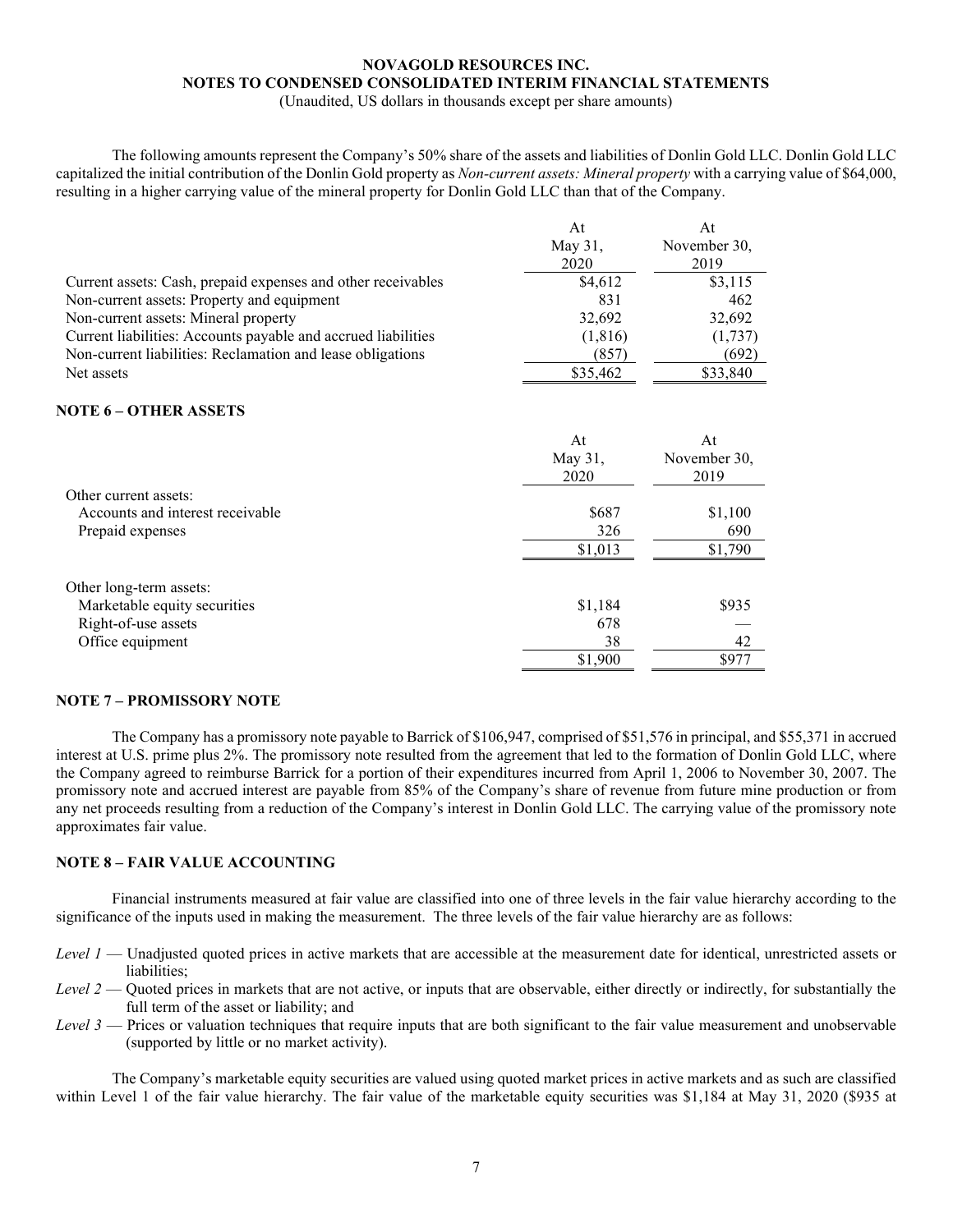The following amounts represent the Company's 50% share of the assets and liabilities of Donlin Gold LLC. Donlin Gold LLC capitalized the initial contribution of the Donlin Gold property as *Non-current assets: Mineral property* with a carrying value of $64,000, resulting in a higher carrying value of the mineral property for Donlin Gold LLC than that of the Company.

| | At May 31, 2020 | At November 30, 2019 |
|---|---|---|
| Current assets: Cash, prepaid expenses and other receivables | $4,612 | $3,115 |
| Non-current assets: Property and equipment | 831 | 462 |
| Non-current assets: Mineral property | 32,692 | 32,692 |
| Current liabilities: Accounts payable and accrued liabilities | (1,816) | (1,737) |
| Non-current liabilities: Reclamation and lease obligations | (857) | (692) |
| Net assets | $35,462 | $33,840 |

## NOTE 6 – OTHER ASSETS

| | At May 31, 2020 | At November 30, 2019 |
|---|---|---|
| Other current assets: | | |
| Accounts and interest receivable | $687 | $1,100 |
| Prepaid expenses | 326 | 690 |
| | $1,013 | $1,790 |
| | | |
| Other long-term assets: | | |
| Marketable equity securities | $1,184 | $935 |
| Right-of-use assets | 678 | — |
| Office equipment | 38 | 42 |
| | $1,900 | $977 |

## NOTE 7 – PROMISSORY NOTE

The Company has a promissory note payable to Barrick of $106,947, comprised of $51,576 in principal, and $55,371 in accrued interest at U.S. prime plus 2%. The promissory note resulted from the agreement that led to the formation of Donlin Gold LLC, where the Company agreed to reimburse Barrick for a portion of their expenditures incurred from April 1, 2006 to November 30, 2007. The promissory note and accrued interest are payable from 85% of the Company's share of revenue from future mine production or from any net proceeds resulting from a reduction of the Company's interest in Donlin Gold LLC. The carrying value of the promissory note approximates fair value.

## NOTE 8 – FAIR VALUE ACCOUNTING

Financial instruments measured at fair value are classified into one of three levels in the fair value hierarchy according to the significance of the inputs used in making the measurement. The three levels of the fair value hierarchy are as follows:

*Level 1* — Unadjusted quoted prices in active markets that are accessible at the measurement date for identical, unrestricted assets or liabilities;

*Level 2* — Quoted prices in markets that are not active, or inputs that are observable, either directly or indirectly, for substantially the full term of the asset or liability; and

*Level 3* — Prices or valuation techniques that require inputs that are both significant to the fair value measurement and unobservable (supported by little or no market activity).

The Company's marketable equity securities are valued using quoted market prices in active markets and as such are classified within Level 1 of the fair value hierarchy. The fair value of the marketable equity securities was $1,184 at May 31, 2020 ($935 at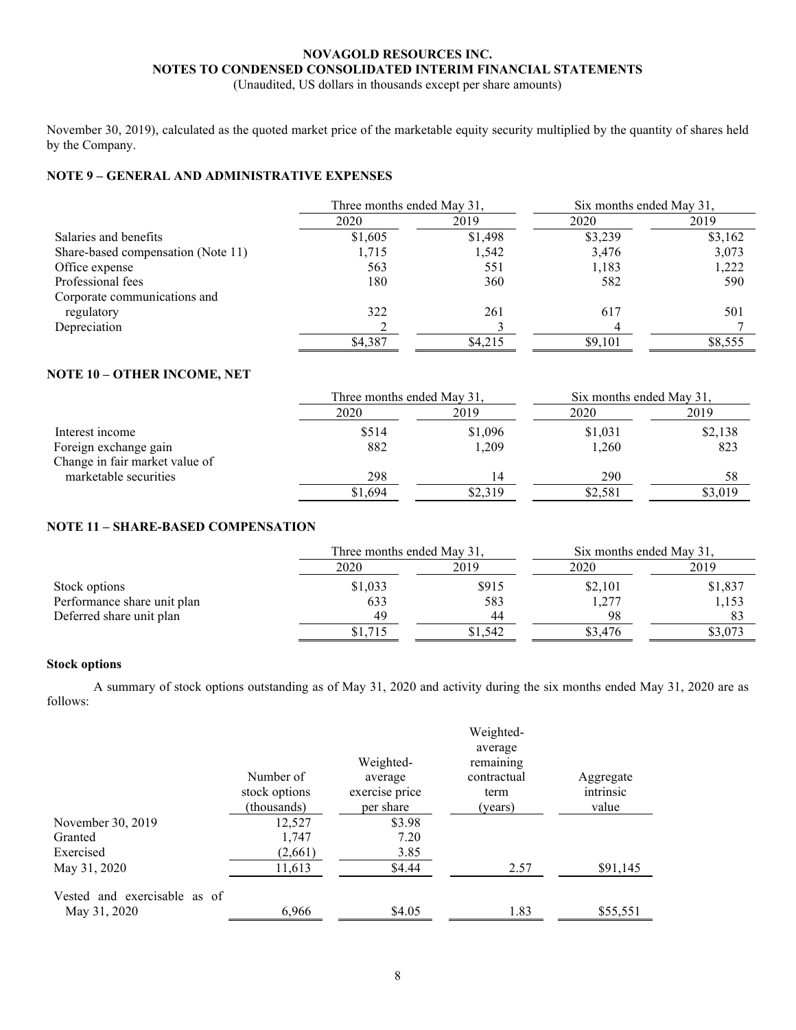November 30, 2019), calculated as the quoted market price of the marketable equity security multiplied by the quantity of shares held by the Company.

## NOTE 9 – GENERAL AND ADMINISTRATIVE EXPENSES

| | Three months ended May 31, | | Six months ended May 31, | |
|---|---|---|---|---|
| | 2020 | 2019 | 2020 | 2019 |
| Salaries and benefits | $1,605 | $1,498 | $3,239 | $3,162 |
| Share-based compensation (Note 11) | 1,715 | 1,542 | 3,476 | 3,073 |
| Office expense | 563 | 551 | 1,183 | 1,222 |
| Professional fees | 180 | 360 | 582 | 590 |
| Corporate communications and regulatory | 322 | 261 | 617 | 501 |
| Depreciation | 2 | 3 | 4 | 7 |
| | $4,387 | $4,215 | $9,101 | $8,555 |

## NOTE 10 – OTHER INCOME, NET

| | Three months ended May 31, | | Six months ended May 31, | |
|---|---|---|---|---|
| | 2020 | 2019 | 2020 | 2019 |
| Interest income | $514 | $1,096 | $1,031 | $2,138 |
| Foreign exchange gain | 882 | 1,209 | 1,260 | 823 |
| Change in fair market value of marketable securities | 298 | 14 | 290 | 58 |
| | $1,694 | $2,319 | $2,581 | $3,019 |

## NOTE 11 – SHARE-BASED COMPENSATION

| | Three months ended May 31, | | Six months ended May 31, | |
|---|---|---|---|---|
| | 2020 | 2019 | 2020 | 2019 |
| Stock options | $1,033 | $915 | $2,101 | $1,837 |
| Performance share unit plan | 633 | 583 | 1,277 | 1,153 |
| Deferred share unit plan | 49 | 44 | 98 | 83 |
| | $1,715 | $1,542 | $3,476 | $3,073 |

### Stock options

A summary of stock options outstanding as of May 31, 2020 and activity during the six months ended May 31, 2020 are as follows:

| | Number of stock options (thousands) | Weighted-average exercise price per share | Weighted-average remaining contractual term (years) | Aggregate intrinsic value |
|---|---|---|---|---|
| November 30, 2019 | 12,527 | $3.98 | | |
| Granted | 1,747 | 7.20 | | |
| Exercised | (2,661) | 3.85 | | |
| May 31, 2020 | 11,613 | $4.44 | 2.57 | $91,145 |
| Vested and exercisable as of May 31, 2020 | 6,966 | $4.05 | 1.83 | $55,551 |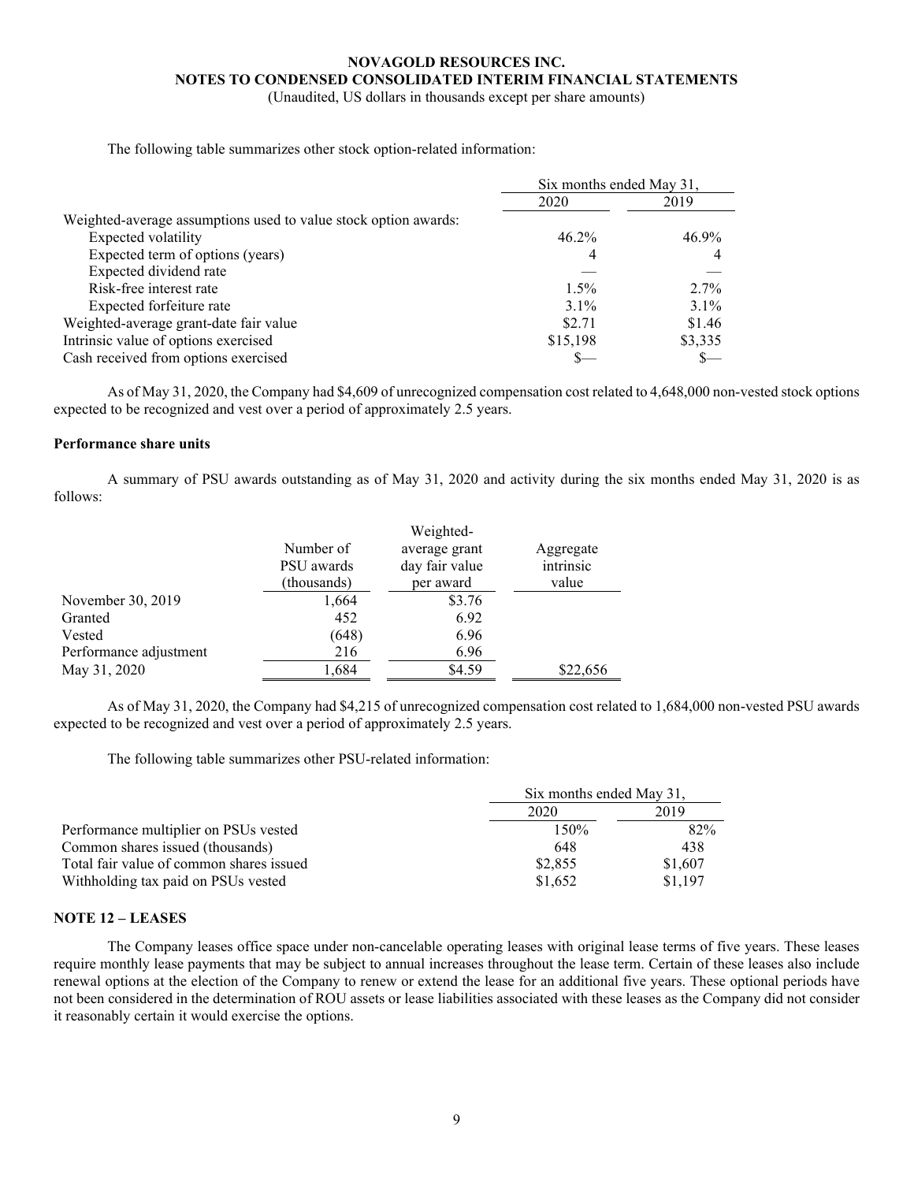The following table summarizes other stock option-related information:

| | Six months ended May 31, | |
|---|---|---|
| | 2020 | 2019 |
| Weighted-average assumptions used to value stock option awards: | | |
| Expected volatility | 46.2% | 46.9% |
| Expected term of options (years) | 4 | 4 |
| Expected dividend rate | — | — |
| Risk-free interest rate | 1.5% | 2.7% |
| Expected forfeiture rate | 3.1% | 3.1% |
| Weighted-average grant-date fair value | $2.71 | $1.46 |
| Intrinsic value of options exercised | $15,198 | $3,335 |
| Cash received from options exercised | $— | $— |

As of May 31, 2020, the Company had $4,609 of unrecognized compensation cost related to 4,648,000 non-vested stock options expected to be recognized and vest over a period of approximately 2.5 years.

**Performance share units**

A summary of PSU awards outstanding as of May 31, 2020 and activity during the six months ended May 31, 2020 is as follows:

| | Number of PSU awards (thousands) | Weighted-average grant day fair value per award | Aggregate intrinsic value |
|---|---|---|---|
| November 30, 2019 | 1,664 | $3.76 | |
| Granted | 452 | 6.92 | |
| Vested | (648) | 6.96 | |
| Performance adjustment | 216 | 6.96 | |
| May 31, 2020 | 1,684 | $4.59 | $22,656 |

As of May 31, 2020, the Company had $4,215 of unrecognized compensation cost related to 1,684,000 non-vested PSU awards expected to be recognized and vest over a period of approximately 2.5 years.

The following table summarizes other PSU-related information:

| | Six months ended May 31, | |
|---|---|---|
| | 2020 | 2019 |
| Performance multiplier on PSUs vested | 150% | 82% |
| Common shares issued (thousands) | 648 | 438 |
| Total fair value of common shares issued | $2,855 | $1,607 |
| Withholding tax paid on PSUs vested | $1,652 | $1,197 |

## NOTE 12 – LEASES

The Company leases office space under non-cancelable operating leases with original lease terms of five years. These leases require monthly lease payments that may be subject to annual increases throughout the lease term. Certain of these leases also include renewal options at the election of the Company to renew or extend the lease for an additional five years. These optional periods have not been considered in the determination of ROU assets or lease liabilities associated with these leases as the Company did not consider it reasonably certain it would exercise the options.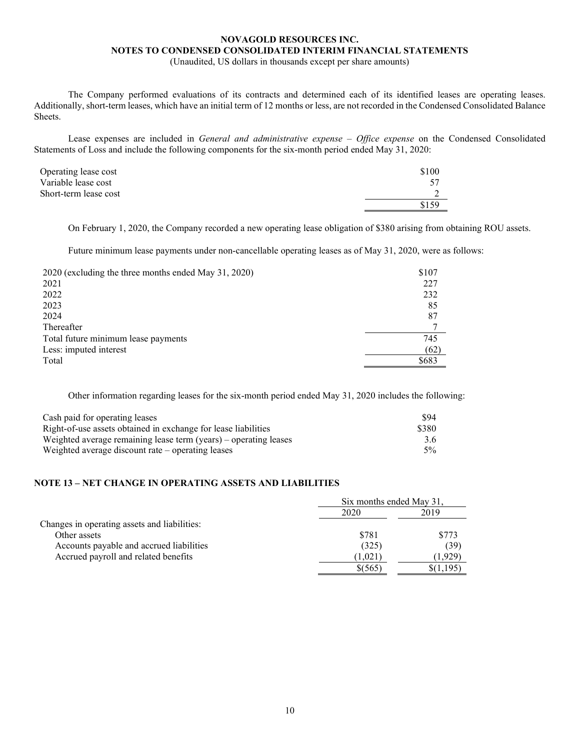The Company performed evaluations of its contracts and determined each of its identified leases are operating leases. Additionally, short-term leases, which have an initial term of 12 months or less, are not recorded in the Condensed Consolidated Balance Sheets.

Lease expenses are included in *General and administrative expense – Office expense* on the Condensed Consolidated Statements of Loss and include the following components for the six-month period ended May 31, 2020:

| | |
|---|---|
| Operating lease cost | $100 |
| Variable lease cost | 57 |
| Short-term lease cost | 2 |
| | $159 |

On February 1, 2020, the Company recorded a new operating lease obligation of $380 arising from obtaining ROU assets.

Future minimum lease payments under non-cancellable operating leases as of May 31, 2020, were as follows:

| | |
|---|---|
| 2020 (excluding the three months ended May 31, 2020) | $107 |
| 2021 | 227 |
| 2022 | 232 |
| 2023 | 85 |
| 2024 | 87 |
| Thereafter | 7 |
| Total future minimum lease payments | 745 |
| Less: imputed interest | (62) |
| Total | $683 |

Other information regarding leases for the six-month period ended May 31, 2020 includes the following:

| | |
|---|---|
| Cash paid for operating leases | $94 |
| Right-of-use assets obtained in exchange for lease liabilities | $380 |
| Weighted average remaining lease term (years) – operating leases | 3.6 |
| Weighted average discount rate – operating leases | 5% |

## NOTE 13 – NET CHANGE IN OPERATING ASSETS AND LIABILITIES

| | Six months ended May 31, | |
|---|---|---|
| | 2020 | 2019 |
| Changes in operating assets and liabilities: | | |
| Other assets | $781 | $773 |
| Accounts payable and accrued liabilities | (325) | (39) |
| Accrued payroll and related benefits | (1,021) | (1,929) |
| | $(565) | $(1,195) |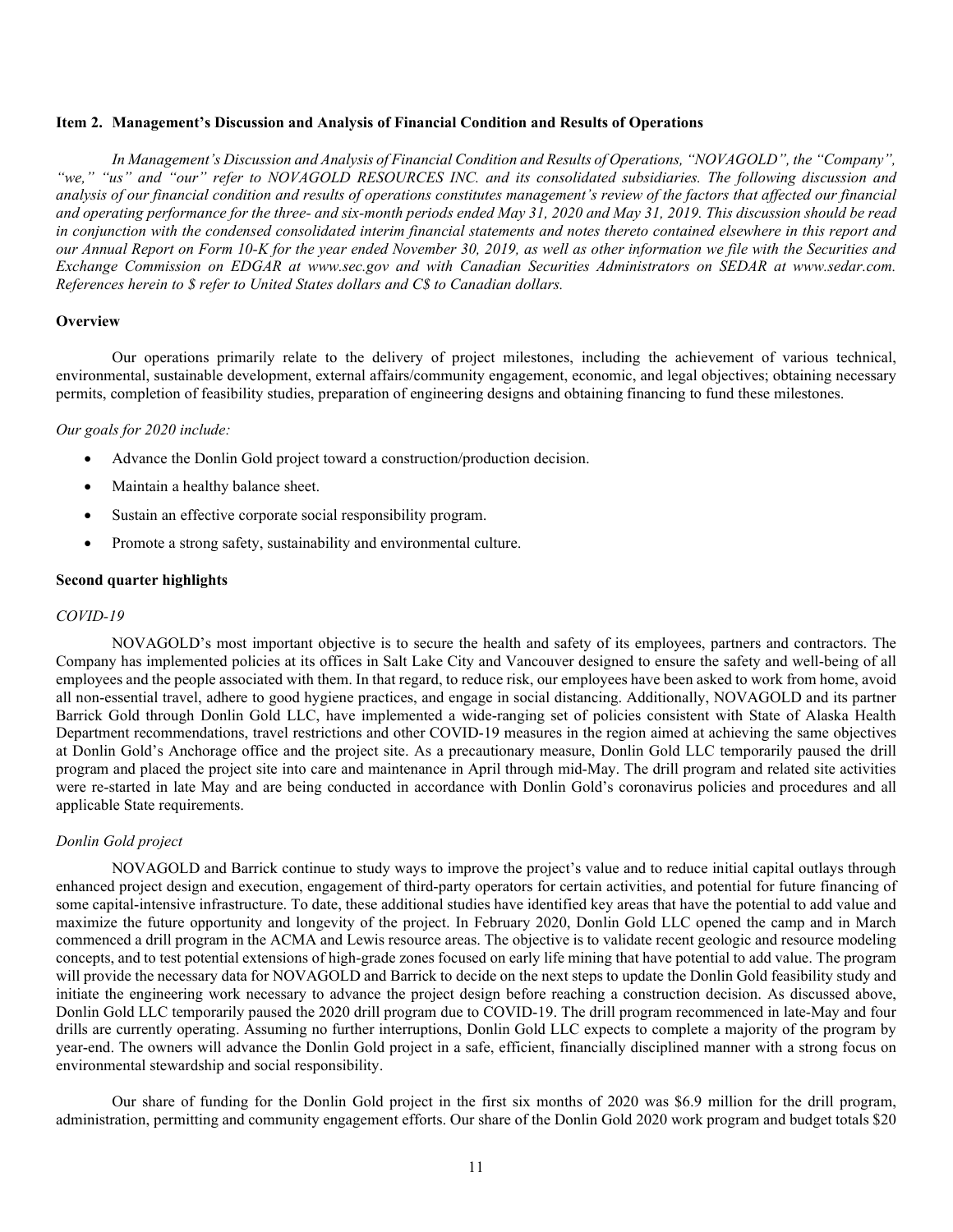### Item 2. Management's Discussion and Analysis of Financial Condition and Results of Operations

*In Management's Discussion and Analysis of Financial Condition and Results of Operations, "NOVAGOLD", the "Company", "we," "us" and "our" refer to NOVAGOLD RESOURCES INC. and its consolidated subsidiaries. The following discussion and analysis of our financial condition and results of operations constitutes management's review of the factors that affected our financial and operating performance for the three- and six-month periods ended May 31, 2020 and May 31, 2019. This discussion should be read in conjunction with the condensed consolidated interim financial statements and notes thereto contained elsewhere in this report and our Annual Report on Form 10-K for the year ended November 30, 2019, as well as other information we file with the Securities and Exchange Commission on EDGAR at www.sec.gov and with Canadian Securities Administrators on SEDAR at www.sedar.com. References herein to $ refer to United States dollars and C$ to Canadian dollars.*

#### Overview

Our operations primarily relate to the delivery of project milestones, including the achievement of various technical, environmental, sustainable development, external affairs/community engagement, economic, and legal objectives; obtaining necessary permits, completion of feasibility studies, preparation of engineering designs and obtaining financing to fund these milestones.

*Our goals for 2020 include:*

- Advance the Donlin Gold project toward a construction/production decision.
- Maintain a healthy balance sheet.
- Sustain an effective corporate social responsibility program.
- Promote a strong safety, sustainability and environmental culture.

#### Second quarter highlights

*COVID-19*

NOVAGOLD's most important objective is to secure the health and safety of its employees, partners and contractors. The Company has implemented policies at its offices in Salt Lake City and Vancouver designed to ensure the safety and well-being of all employees and the people associated with them. In that regard, to reduce risk, our employees have been asked to work from home, avoid all non-essential travel, adhere to good hygiene practices, and engage in social distancing. Additionally, NOVAGOLD and its partner Barrick Gold through Donlin Gold LLC, have implemented a wide-ranging set of policies consistent with State of Alaska Health Department recommendations, travel restrictions and other COVID-19 measures in the region aimed at achieving the same objectives at Donlin Gold's Anchorage office and the project site. As a precautionary measure, Donlin Gold LLC temporarily paused the drill program and placed the project site into care and maintenance in April through mid-May. The drill program and related site activities were re-started in late May and are being conducted in accordance with Donlin Gold's coronavirus policies and procedures and all applicable State requirements.

*Donlin Gold project*

NOVAGOLD and Barrick continue to study ways to improve the project's value and to reduce initial capital outlays through enhanced project design and execution, engagement of third-party operators for certain activities, and potential for future financing of some capital-intensive infrastructure. To date, these additional studies have identified key areas that have the potential to add value and maximize the future opportunity and longevity of the project. In February 2020, Donlin Gold LLC opened the camp and in March commenced a drill program in the ACMA and Lewis resource areas. The objective is to validate recent geologic and resource modeling concepts, and to test potential extensions of high-grade zones focused on early life mining that have potential to add value. The program will provide the necessary data for NOVAGOLD and Barrick to decide on the next steps to update the Donlin Gold feasibility study and initiate the engineering work necessary to advance the project design before reaching a construction decision. As discussed above, Donlin Gold LLC temporarily paused the 2020 drill program due to COVID-19. The drill program recommenced in late-May and four drills are currently operating. Assuming no further interruptions, Donlin Gold LLC expects to complete a majority of the program by year-end. The owners will advance the Donlin Gold project in a safe, efficient, financially disciplined manner with a strong focus on environmental stewardship and social responsibility.

Our share of funding for the Donlin Gold project in the first six months of 2020 was $6.9 million for the drill program, administration, permitting and community engagement efforts. Our share of the Donlin Gold 2020 work program and budget totals $20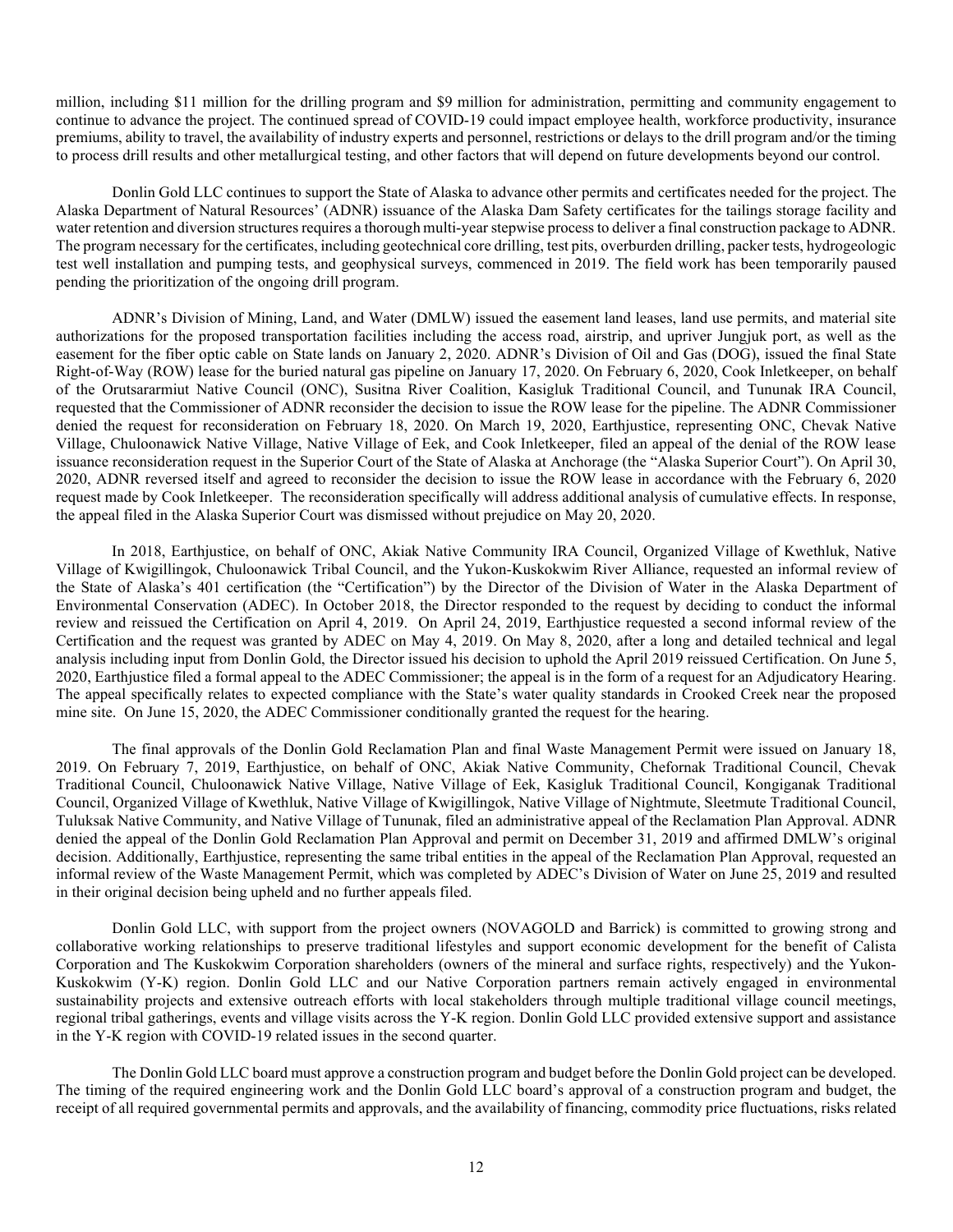million, including $11 million for the drilling program and $9 million for administration, permitting and community engagement to continue to advance the project. The continued spread of COVID-19 could impact employee health, workforce productivity, insurance premiums, ability to travel, the availability of industry experts and personnel, restrictions or delays to the drill program and/or the timing to process drill results and other metallurgical testing, and other factors that will depend on future developments beyond our control.

Donlin Gold LLC continues to support the State of Alaska to advance other permits and certificates needed for the project. The Alaska Department of Natural Resources' (ADNR) issuance of the Alaska Dam Safety certificates for the tailings storage facility and water retention and diversion structures requires a thorough multi-year stepwise process to deliver a final construction package to ADNR. The program necessary for the certificates, including geotechnical core drilling, test pits, overburden drilling, packer tests, hydrogeologic test well installation and pumping tests, and geophysical surveys, commenced in 2019. The field work has been temporarily paused pending the prioritization of the ongoing drill program.

ADNR's Division of Mining, Land, and Water (DMLW) issued the easement land leases, land use permits, and material site authorizations for the proposed transportation facilities including the access road, airstrip, and upriver Jungjuk port, as well as the easement for the fiber optic cable on State lands on January 2, 2020. ADNR's Division of Oil and Gas (DOG), issued the final State Right-of-Way (ROW) lease for the buried natural gas pipeline on January 17, 2020. On February 6, 2020, Cook Inletkeeper, on behalf of the Orutsararmiut Native Council (ONC), Susitna River Coalition, Kasigluk Traditional Council, and Tununak IRA Council, requested that the Commissioner of ADNR reconsider the decision to issue the ROW lease for the pipeline. The ADNR Commissioner denied the request for reconsideration on February 18, 2020. On March 19, 2020, Earthjustice, representing ONC, Chevak Native Village, Chuloonawick Native Village, Native Village of Eek, and Cook Inletkeeper, filed an appeal of the denial of the ROW lease issuance reconsideration request in the Superior Court of the State of Alaska at Anchorage (the "Alaska Superior Court"). On April 30, 2020, ADNR reversed itself and agreed to reconsider the decision to issue the ROW lease in accordance with the February 6, 2020 request made by Cook Inletkeeper. The reconsideration specifically will address additional analysis of cumulative effects. In response, the appeal filed in the Alaska Superior Court was dismissed without prejudice on May 20, 2020.

In 2018, Earthjustice, on behalf of ONC, Akiak Native Community IRA Council, Organized Village of Kwethluk, Native Village of Kwigillingok, Chuloonawick Tribal Council, and the Yukon-Kuskokwim River Alliance, requested an informal review of the State of Alaska's 401 certification (the "Certification") by the Director of the Division of Water in the Alaska Department of Environmental Conservation (ADEC). In October 2018, the Director responded to the request by deciding to conduct the informal review and reissued the Certification on April 4, 2019. On April 24, 2019, Earthjustice requested a second informal review of the Certification and the request was granted by ADEC on May 4, 2019. On May 8, 2020, after a long and detailed technical and legal analysis including input from Donlin Gold, the Director issued his decision to uphold the April 2019 reissued Certification. On June 5, 2020, Earthjustice filed a formal appeal to the ADEC Commissioner; the appeal is in the form of a request for an Adjudicatory Hearing. The appeal specifically relates to expected compliance with the State's water quality standards in Crooked Creek near the proposed mine site. On June 15, 2020, the ADEC Commissioner conditionally granted the request for the hearing.

The final approvals of the Donlin Gold Reclamation Plan and final Waste Management Permit were issued on January 18, 2019. On February 7, 2019, Earthjustice, on behalf of ONC, Akiak Native Community, Chefornak Traditional Council, Chevak Traditional Council, Chuloonawick Native Village, Native Village of Eek, Kasigluk Traditional Council, Kongiganak Traditional Council, Organized Village of Kwethluk, Native Village of Kwigillingok, Native Village of Nightmute, Sleetmute Traditional Council, Tuluksak Native Community, and Native Village of Tununak, filed an administrative appeal of the Reclamation Plan Approval. ADNR denied the appeal of the Donlin Gold Reclamation Plan Approval and permit on December 31, 2019 and affirmed DMLW's original decision. Additionally, Earthjustice, representing the same tribal entities in the appeal of the Reclamation Plan Approval, requested an informal review of the Waste Management Permit, which was completed by ADEC's Division of Water on June 25, 2019 and resulted in their original decision being upheld and no further appeals filed.

Donlin Gold LLC, with support from the project owners (NOVAGOLD and Barrick) is committed to growing strong and collaborative working relationships to preserve traditional lifestyles and support economic development for the benefit of Calista Corporation and The Kuskokwim Corporation shareholders (owners of the mineral and surface rights, respectively) and the Yukon-Kuskokwim (Y-K) region. Donlin Gold LLC and our Native Corporation partners remain actively engaged in environmental sustainability projects and extensive outreach efforts with local stakeholders through multiple traditional village council meetings, regional tribal gatherings, events and village visits across the Y-K region. Donlin Gold LLC provided extensive support and assistance in the Y-K region with COVID-19 related issues in the second quarter.

The Donlin Gold LLC board must approve a construction program and budget before the Donlin Gold project can be developed. The timing of the required engineering work and the Donlin Gold LLC board's approval of a construction program and budget, the receipt of all required governmental permits and approvals, and the availability of financing, commodity price fluctuations, risks related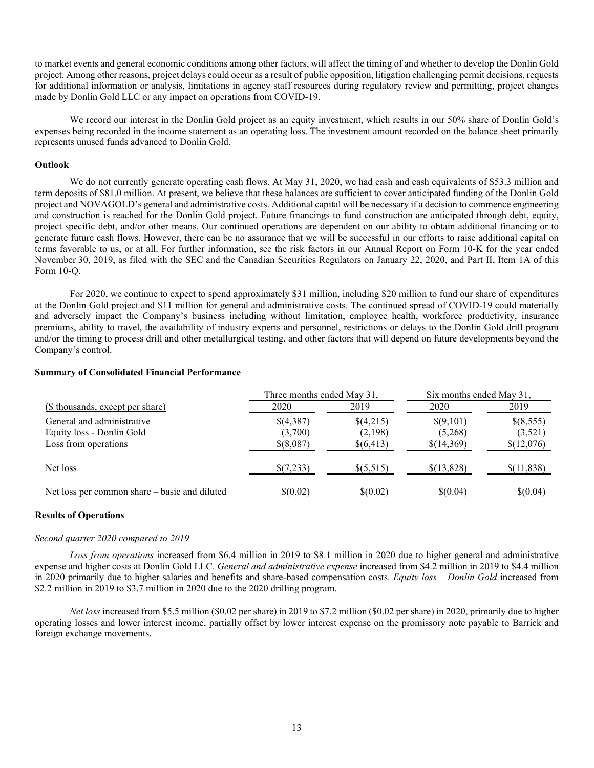to market events and general economic conditions among other factors, will affect the timing of and whether to develop the Donlin Gold project. Among other reasons, project delays could occur as a result of public opposition, litigation challenging permit decisions, requests for additional information or analysis, limitations in agency staff resources during regulatory review and permitting, project changes made by Donlin Gold LLC or any impact on operations from COVID-19.

We record our interest in the Donlin Gold project as an equity investment, which results in our 50% share of Donlin Gold's expenses being recorded in the income statement as an operating loss. The investment amount recorded on the balance sheet primarily represents unused funds advanced to Donlin Gold.

**Outlook**

We do not currently generate operating cash flows. At May 31, 2020, we had cash and cash equivalents of $53.3 million and term deposits of $81.0 million. At present, we believe that these balances are sufficient to cover anticipated funding of the Donlin Gold project and NOVAGOLD's general and administrative costs. Additional capital will be necessary if a decision to commence engineering and construction is reached for the Donlin Gold project. Future financings to fund construction are anticipated through debt, equity, project specific debt, and/or other means. Our continued operations are dependent on our ability to obtain additional financing or to generate future cash flows. However, there can be no assurance that we will be successful in our efforts to raise additional capital on terms favorable to us, or at all. For further information, see the risk factors in our Annual Report on Form 10-K for the year ended November 30, 2019, as filed with the SEC and the Canadian Securities Regulators on January 22, 2020, and Part II, Item 1A of this Form 10-Q.

For 2020, we continue to expect to spend approximately $31 million, including $20 million to fund our share of expenditures at the Donlin Gold project and $11 million for general and administrative costs. The continued spread of COVID-19 could materially and adversely impact the Company's business including without limitation, employee health, workforce productivity, insurance premiums, ability to travel, the availability of industry experts and personnel, restrictions or delays to the Donlin Gold drill program and/or the timing to process drill and other metallurgical testing, and other factors that will depend on future developments beyond the Company's control.

**Summary of Consolidated Financial Performance**

| ($ thousands, except per share) | Three months ended May 31, 2020 | Three months ended May 31, 2019 | Six months ended May 31, 2020 | Six months ended May 31, 2019 |
|---|---|---|---|---|
| General and administrative | $(4,387) | $(4,215) | $(9,101) | $(8,555) |
| Equity loss - Donlin Gold | (3,700) | (2,198) | (5,268) | (3,521) |
| Loss from operations | $(8,087) | $(6,413) | $(14,369) | $(12,076) |
| Net loss | $(7,233) | $(5,515) | $(13,828) | $(11,838) |
| Net loss per common share – basic and diluted | $(0.02) | $(0.02) | $(0.04) | $(0.04) |

**Results of Operations**

*Second quarter 2020 compared to 2019*

*Loss from operations* increased from $6.4 million in 2019 to $8.1 million in 2020 due to higher general and administrative expense and higher costs at Donlin Gold LLC. *General and administrative expense* increased from $4.2 million in 2019 to $4.4 million in 2020 primarily due to higher salaries and benefits and share-based compensation costs. *Equity loss – Donlin Gold* increased from $2.2 million in 2019 to $3.7 million in 2020 due to the 2020 drilling program.

*Net loss* increased from $5.5 million ($0.02 per share) in 2019 to $7.2 million ($0.02 per share) in 2020, primarily due to higher operating losses and lower interest income, partially offset by lower interest expense on the promissory note payable to Barrick and foreign exchange movements.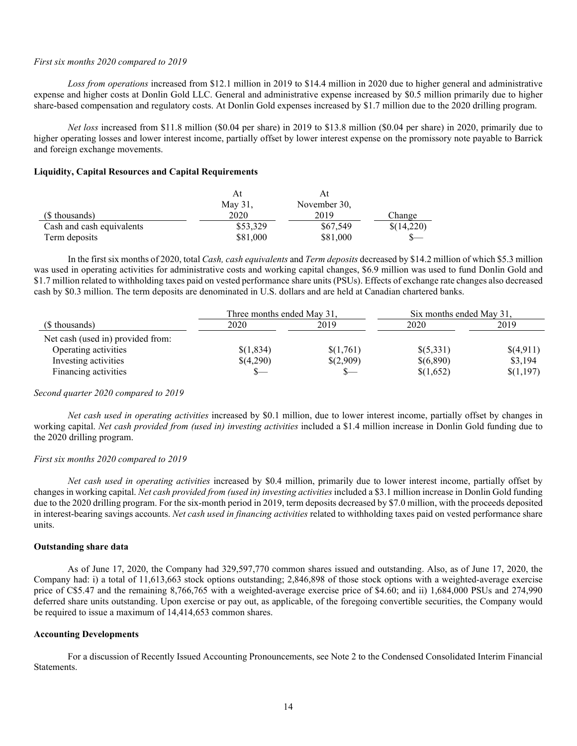*First six months 2020 compared to 2019*

*Loss from operations* increased from $12.1 million in 2019 to $14.4 million in 2020 due to higher general and administrative expense and higher costs at Donlin Gold LLC. General and administrative expense increased by $0.5 million primarily due to higher share-based compensation and regulatory costs. At Donlin Gold expenses increased by $1.7 million due to the 2020 drilling program.

*Net loss* increased from $11.8 million ($0.04 per share) in 2019 to $13.8 million ($0.04 per share) in 2020, primarily due to higher operating losses and lower interest income, partially offset by lower interest expense on the promissory note payable to Barrick and foreign exchange movements.

**Liquidity, Capital Resources and Capital Requirements**

| ($ thousands) | At May 31, 2020 | At November 30, 2019 | Change |
|---|---|---|---|
| Cash and cash equivalents | $53,329 | $67,549 | $(14,220) |
| Term deposits | $81,000 | $81,000 | $— |

In the first six months of 2020, total *Cash, cash equivalents* and *Term deposits* decreased by $14.2 million of which $5.3 million was used in operating activities for administrative costs and working capital changes, $6.9 million was used to fund Donlin Gold and $1.7 million related to withholding taxes paid on vested performance share units (PSUs). Effects of exchange rate changes also decreased cash by $0.3 million. The term deposits are denominated in U.S. dollars and are held at Canadian chartered banks.

| | Three months ended May 31, | | Six months ended May 31, | |
|---|---|---|---|---|
| ($ thousands) | 2020 | 2019 | 2020 | 2019 |
| Net cash (used in) provided from: | | | | |
| Operating activities | $(1,834) | $(1,761) | $(5,331) | $(4,911) |
| Investing activities | $(4,290) | $(2,909) | $(6,890) | $3,194 |
| Financing activities | $— | $— | $(1,652) | $(1,197) |

*Second quarter 2020 compared to 2019*

*Net cash used in operating activities* increased by $0.1 million, due to lower interest income, partially offset by changes in working capital. *Net cash provided from (used in) investing activities* included a $1.4 million increase in Donlin Gold funding due to the 2020 drilling program.

*First six months 2020 compared to 2019*

*Net cash used in operating activities* increased by $0.4 million, primarily due to lower interest income, partially offset by changes in working capital. *Net cash provided from (used in) investing activities* included a $3.1 million increase in Donlin Gold funding due to the 2020 drilling program. For the six-month period in 2019, term deposits decreased by $7.0 million, with the proceeds deposited in interest-bearing savings accounts. *Net cash used in financing activities* related to withholding taxes paid on vested performance share units.

**Outstanding share data**

As of June 17, 2020, the Company had 329,597,770 common shares issued and outstanding. Also, as of June 17, 2020, the Company had: i) a total of 11,613,663 stock options outstanding; 2,846,898 of those stock options with a weighted-average exercise price of C$5.47 and the remaining 8,766,765 with a weighted-average exercise price of $4.60; and ii) 1,684,000 PSUs and 274,990 deferred share units outstanding. Upon exercise or pay out, as applicable, of the foregoing convertible securities, the Company would be required to issue a maximum of 14,414,653 common shares.

**Accounting Developments**

For a discussion of Recently Issued Accounting Pronouncements, see Note 2 to the Condensed Consolidated Interim Financial Statements.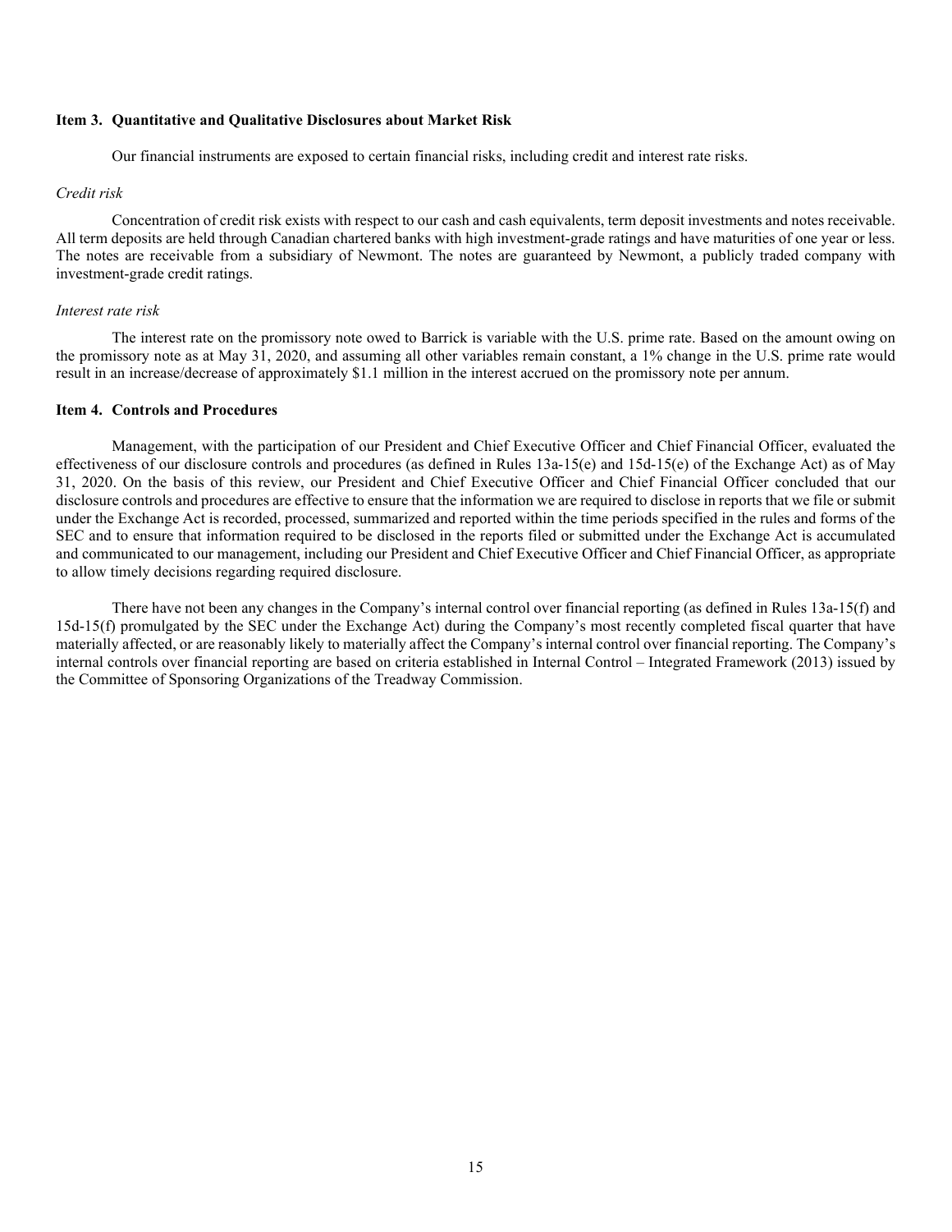### Item 3. Quantitative and Qualitative Disclosures about Market Risk

Our financial instruments are exposed to certain financial risks, including credit and interest rate risks.

*Credit risk*

Concentration of credit risk exists with respect to our cash and cash equivalents, term deposit investments and notes receivable. All term deposits are held through Canadian chartered banks with high investment-grade ratings and have maturities of one year or less. The notes are receivable from a subsidiary of Newmont. The notes are guaranteed by Newmont, a publicly traded company with investment-grade credit ratings.

*Interest rate risk*

The interest rate on the promissory note owed to Barrick is variable with the U.S. prime rate. Based on the amount owing on the promissory note as at May 31, 2020, and assuming all other variables remain constant, a 1% change in the U.S. prime rate would result in an increase/decrease of approximately $1.1 million in the interest accrued on the promissory note per annum.

### Item 4. Controls and Procedures

Management, with the participation of our President and Chief Executive Officer and Chief Financial Officer, evaluated the effectiveness of our disclosure controls and procedures (as defined in Rules 13a-15(e) and 15d-15(e) of the Exchange Act) as of May 31, 2020. On the basis of this review, our President and Chief Executive Officer and Chief Financial Officer concluded that our disclosure controls and procedures are effective to ensure that the information we are required to disclose in reports that we file or submit under the Exchange Act is recorded, processed, summarized and reported within the time periods specified in the rules and forms of the SEC and to ensure that information required to be disclosed in the reports filed or submitted under the Exchange Act is accumulated and communicated to our management, including our President and Chief Executive Officer and Chief Financial Officer, as appropriate to allow timely decisions regarding required disclosure.

There have not been any changes in the Company's internal control over financial reporting (as defined in Rules 13a-15(f) and 15d-15(f) promulgated by the SEC under the Exchange Act) during the Company's most recently completed fiscal quarter that have materially affected, or are reasonably likely to materially affect the Company's internal control over financial reporting. The Company's internal controls over financial reporting are based on criteria established in Internal Control – Integrated Framework (2013) issued by the Committee of Sponsoring Organizations of the Treadway Commission.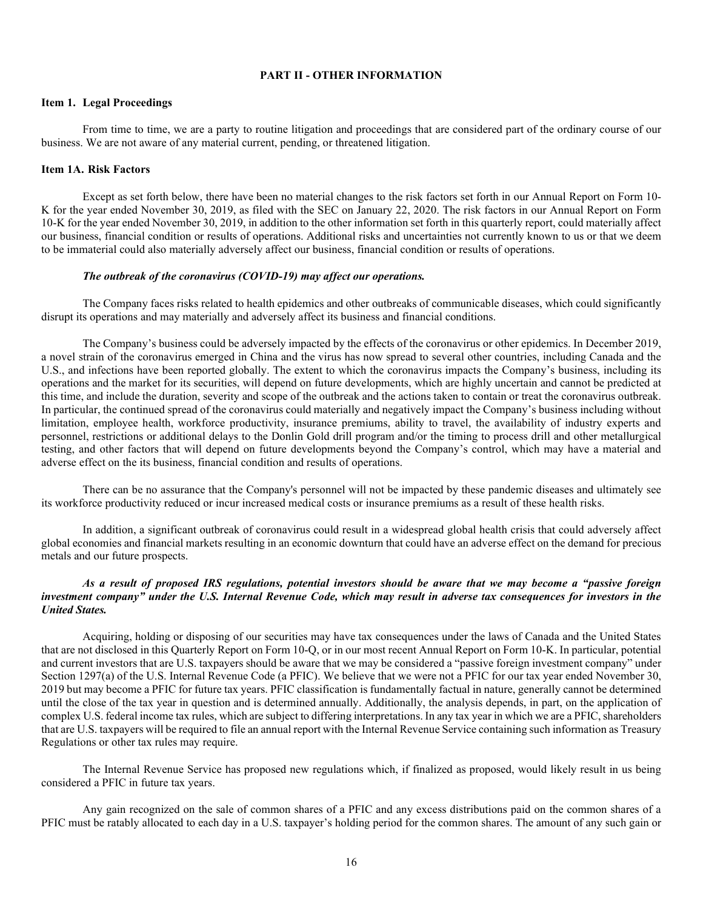## PART II - OTHER INFORMATION

### Item 1. Legal Proceedings

From time to time, we are a party to routine litigation and proceedings that are considered part of the ordinary course of our business. We are not aware of any material current, pending, or threatened litigation.

### Item 1A. Risk Factors

Except as set forth below, there have been no material changes to the risk factors set forth in our Annual Report on Form 10-K for the year ended November 30, 2019, as filed with the SEC on January 22, 2020. The risk factors in our Annual Report on Form 10-K for the year ended November 30, 2019, in addition to the other information set forth in this quarterly report, could materially affect our business, financial condition or results of operations. Additional risks and uncertainties not currently known to us or that we deem to be immaterial could also materially adversely affect our business, financial condition or results of operations.

***The outbreak of the coronavirus (COVID-19) may affect our operations.***

The Company faces risks related to health epidemics and other outbreaks of communicable diseases, which could significantly disrupt its operations and may materially and adversely affect its business and financial conditions.

The Company's business could be adversely impacted by the effects of the coronavirus or other epidemics. In December 2019, a novel strain of the coronavirus emerged in China and the virus has now spread to several other countries, including Canada and the U.S., and infections have been reported globally. The extent to which the coronavirus impacts the Company's business, including its operations and the market for its securities, will depend on future developments, which are highly uncertain and cannot be predicted at this time, and include the duration, severity and scope of the outbreak and the actions taken to contain or treat the coronavirus outbreak. In particular, the continued spread of the coronavirus could materially and negatively impact the Company's business including without limitation, employee health, workforce productivity, insurance premiums, ability to travel, the availability of industry experts and personnel, restrictions or additional delays to the Donlin Gold drill program and/or the timing to process drill and other metallurgical testing, and other factors that will depend on future developments beyond the Company's control, which may have a material and adverse effect on the its business, financial condition and results of operations.

There can be no assurance that the Company's personnel will not be impacted by these pandemic diseases and ultimately see its workforce productivity reduced or incur increased medical costs or insurance premiums as a result of these health risks.

In addition, a significant outbreak of coronavirus could result in a widespread global health crisis that could adversely affect global economies and financial markets resulting in an economic downturn that could have an adverse effect on the demand for precious metals and our future prospects.

***As a result of proposed IRS regulations, potential investors should be aware that we may become a "passive foreign investment company" under the U.S. Internal Revenue Code, which may result in adverse tax consequences for investors in the United States.***

Acquiring, holding or disposing of our securities may have tax consequences under the laws of Canada and the United States that are not disclosed in this Quarterly Report on Form 10-Q, or in our most recent Annual Report on Form 10-K. In particular, potential and current investors that are U.S. taxpayers should be aware that we may be considered a "passive foreign investment company" under Section 1297(a) of the U.S. Internal Revenue Code (a PFIC). We believe that we were not a PFIC for our tax year ended November 30, 2019 but may become a PFIC for future tax years. PFIC classification is fundamentally factual in nature, generally cannot be determined until the close of the tax year in question and is determined annually. Additionally, the analysis depends, in part, on the application of complex U.S. federal income tax rules, which are subject to differing interpretations. In any tax year in which we are a PFIC, shareholders that are U.S. taxpayers will be required to file an annual report with the Internal Revenue Service containing such information as Treasury Regulations or other tax rules may require.

The Internal Revenue Service has proposed new regulations which, if finalized as proposed, would likely result in us being considered a PFIC in future tax years.

Any gain recognized on the sale of common shares of a PFIC and any excess distributions paid on the common shares of a PFIC must be ratably allocated to each day in a U.S. taxpayer's holding period for the common shares. The amount of any such gain or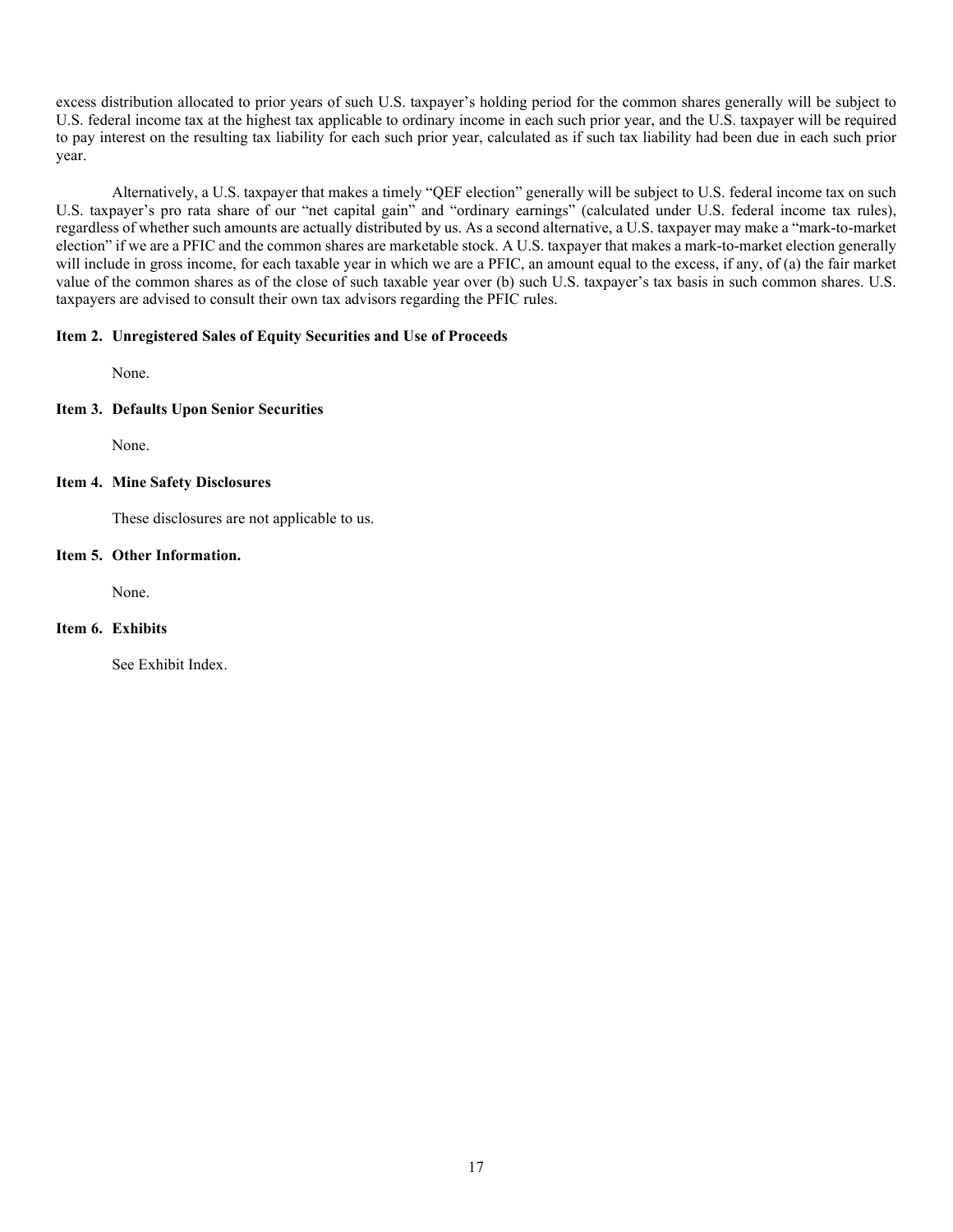excess distribution allocated to prior years of such U.S. taxpayer's holding period for the common shares generally will be subject to U.S. federal income tax at the highest tax applicable to ordinary income in each such prior year, and the U.S. taxpayer will be required to pay interest on the resulting tax liability for each such prior year, calculated as if such tax liability had been due in each such prior year.

Alternatively, a U.S. taxpayer that makes a timely "QEF election" generally will be subject to U.S. federal income tax on such U.S. taxpayer's pro rata share of our "net capital gain" and "ordinary earnings" (calculated under U.S. federal income tax rules), regardless of whether such amounts are actually distributed by us. As a second alternative, a U.S. taxpayer may make a "mark-to-market election" if we are a PFIC and the common shares are marketable stock. A U.S. taxpayer that makes a mark-to-market election generally will include in gross income, for each taxable year in which we are a PFIC, an amount equal to the excess, if any, of (a) the fair market value of the common shares as of the close of such taxable year over (b) such U.S. taxpayer's tax basis in such common shares. U.S. taxpayers are advised to consult their own tax advisors regarding the PFIC rules.

**Item 2. Unregistered Sales of Equity Securities and Use of Proceeds**

None.

**Item 3. Defaults Upon Senior Securities**

None.

**Item 4. Mine Safety Disclosures**

These disclosures are not applicable to us.

**Item 5. Other Information.**

None.

**Item 6. Exhibits**

See Exhibit Index.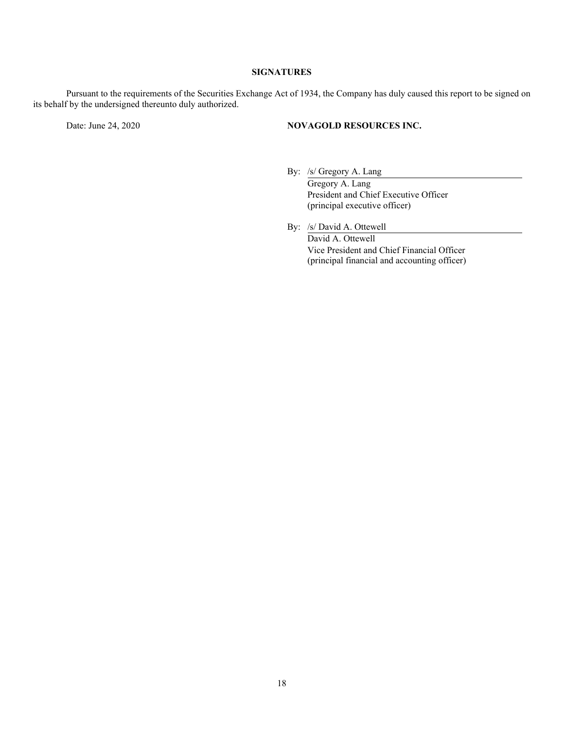## SIGNATURES

Pursuant to the requirements of the Securities Exchange Act of 1934, the Company has duly caused this report to be signed on its behalf by the undersigned thereunto duly authorized.

Date: June 24, 2020

**NOVAGOLD RESOURCES INC.**

By: /s/ Gregory A. Lang  
Gregory A. Lang  
President and Chief Executive Officer  
(principal executive officer)

By: /s/ David A. Ottewell  
David A. Ottewell  
Vice President and Chief Financial Officer  
(principal financial and accounting officer)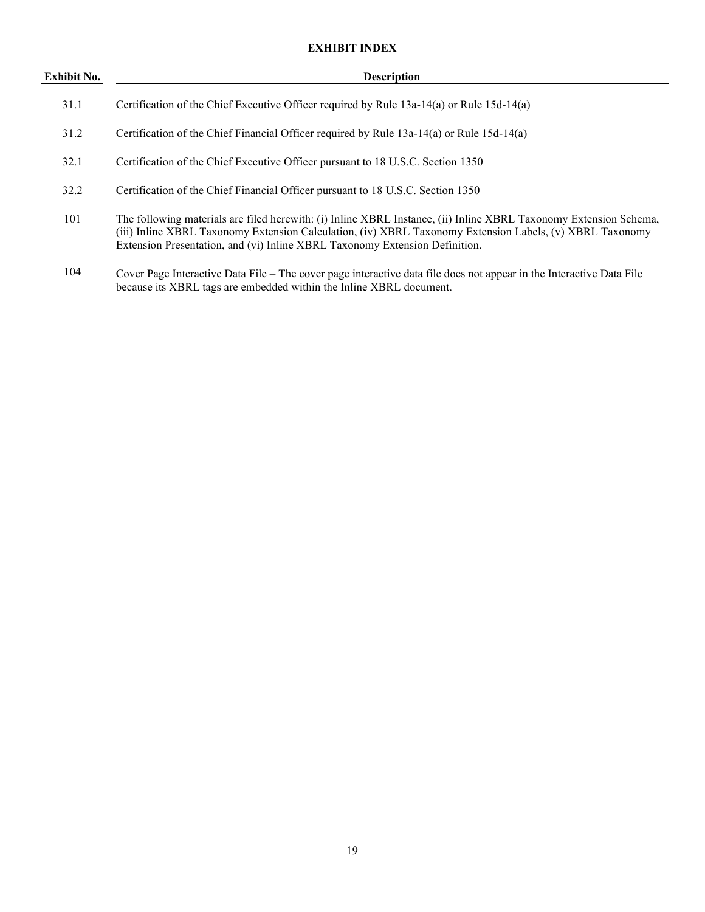**EXHIBIT INDEX**

| Exhibit No. | Description |
| --- | --- |
| 31.1 | Certification of the Chief Executive Officer required by Rule 13a-14(a) or Rule 15d-14(a) |
| 31.2 | Certification of the Chief Financial Officer required by Rule 13a-14(a) or Rule 15d-14(a) |
| 32.1 | Certification of the Chief Executive Officer pursuant to 18 U.S.C. Section 1350 |
| 32.2 | Certification of the Chief Financial Officer pursuant to 18 U.S.C. Section 1350 |
| 101 | The following materials are filed herewith: (i) Inline XBRL Instance, (ii) Inline XBRL Taxonomy Extension Schema, (iii) Inline XBRL Taxonomy Extension Calculation, (iv) XBRL Taxonomy Extension Labels, (v) XBRL Taxonomy Extension Presentation, and (vi) Inline XBRL Taxonomy Extension Definition. |
| 104 | Cover Page Interactive Data File – The cover page interactive data file does not appear in the Interactive Data File because its XBRL tags are embedded within the Inline XBRL document. |